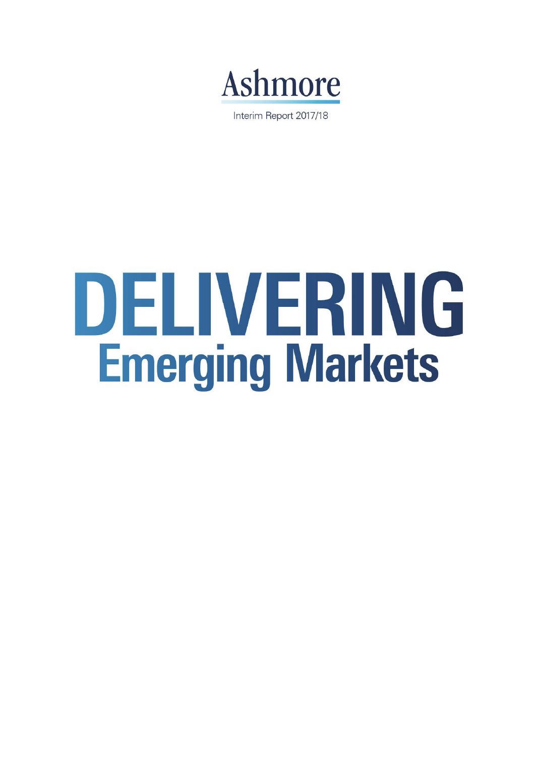# Ashmore

Interim Report 2017/18

# DELIVERING
## Emerging Markets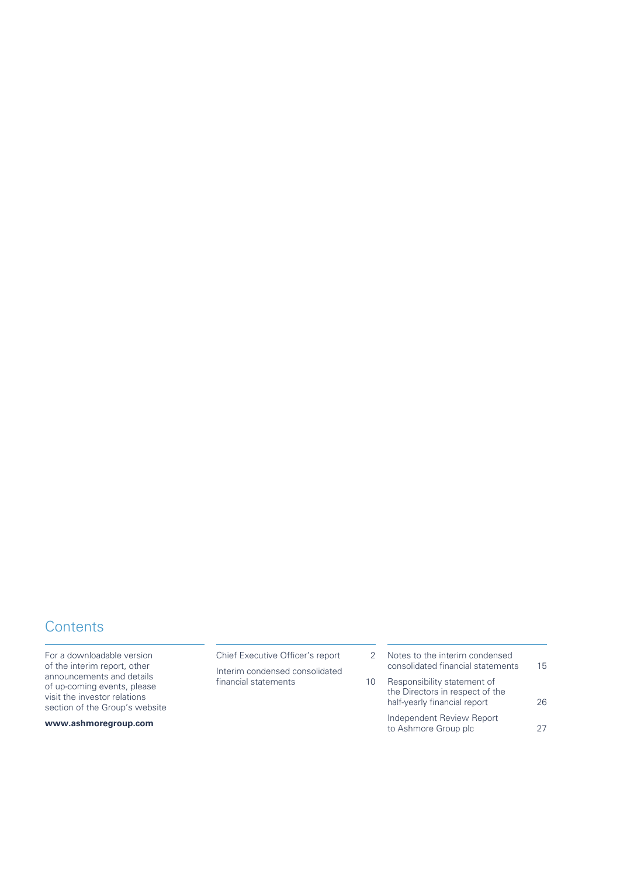# Contents

For a downloadable version of the interim report, other announcements and details of up-coming events, please visit the investor relations section of the Group's website

**www.ashmoregroup.com**

| | |
|---|---|
| Chief Executive Officer's report | 2 |
| Interim condensed consolidated financial statements | 10 |
| Notes to the interim condensed consolidated financial statements | 15 |
| Responsibility statement of the Directors in respect of the half-yearly financial report | 26 |
| Independent Review Report to Ashmore Group plc | 27 |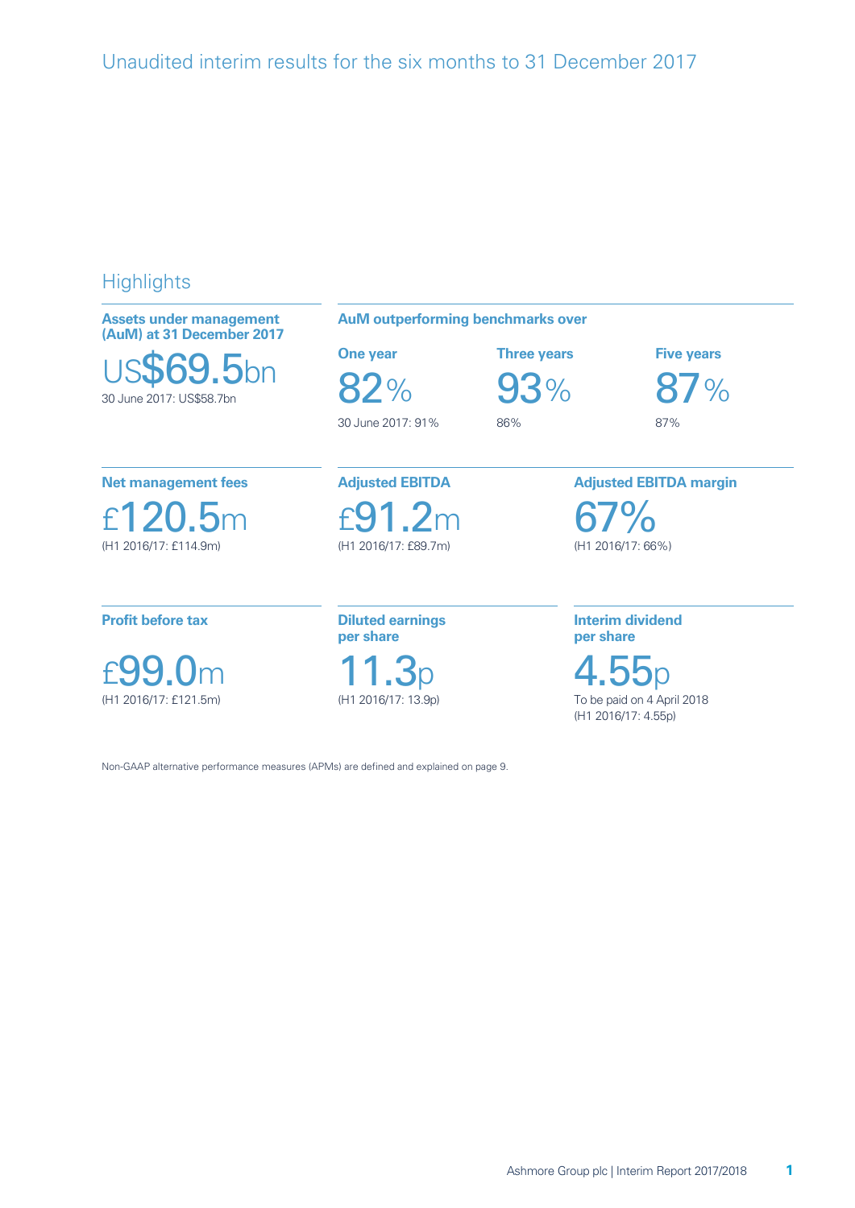# Unaudited interim results for the six months to 31 December 2017

## Highlights

**Assets under management (AuM) at 31 December 2017**

US$69.5bn

30 June 2017: US$58.7bn

**AuM outperforming benchmarks over**

| One year | Three years | Five years |
|---|---|---|
| 82% | 93% | 87% |
| 30 June 2017: 91% | 86% | 87% |

**Net management fees**

£120.5m

(H1 2016/17: £114.9m)

**Adjusted EBITDA**

£91.2m

(H1 2016/17: £89.7m)

**Adjusted EBITDA margin**

67%

(H1 2016/17: 66%)

**Profit before tax**

£99.0m

(H1 2016/17: £121.5m)

**Diluted earnings per share**

11.3p

(H1 2016/17: 13.9p)

**Interim dividend per share**

4.55p

To be paid on 4 April 2018
(H1 2016/17: 4.55p)

Non-GAAP alternative performance measures (APMs) are defined and explained on page 9.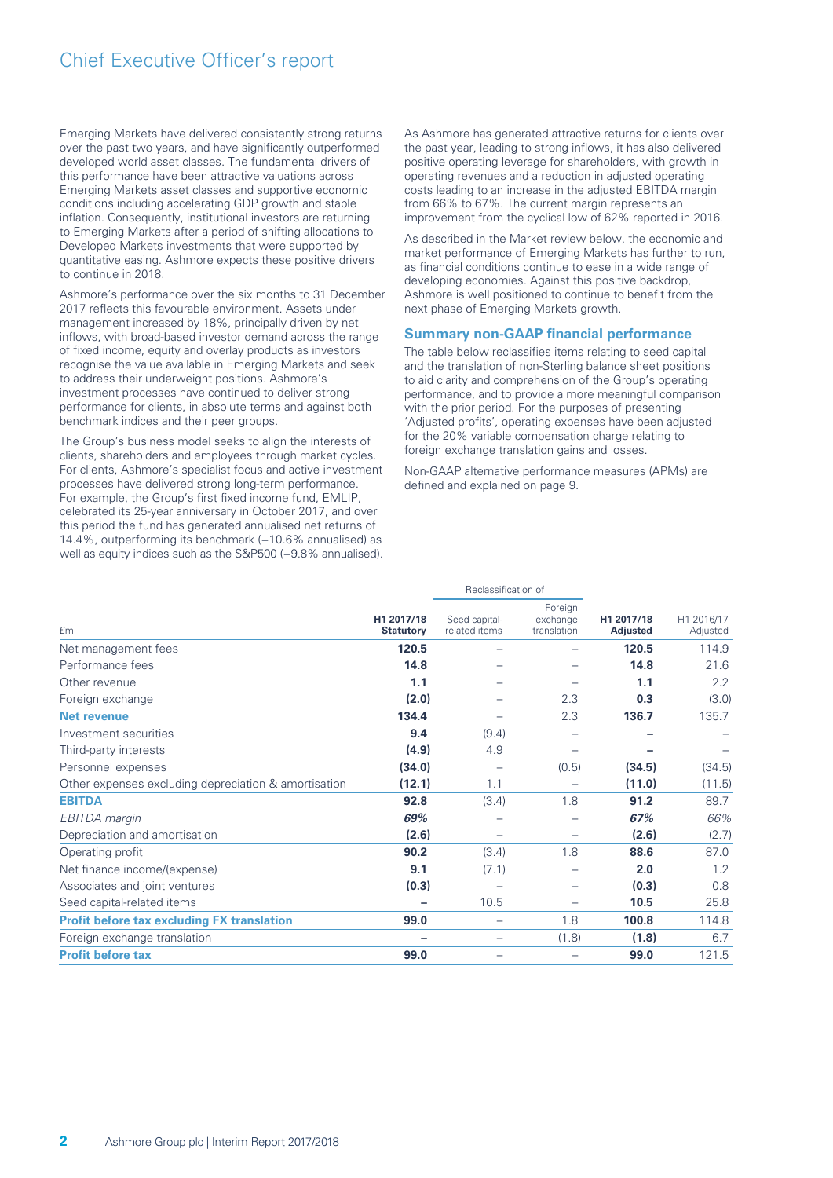# Chief Executive Officer's report

Emerging Markets have delivered consistently strong returns over the past two years, and have significantly outperformed developed world asset classes. The fundamental drivers of this performance have been attractive valuations across Emerging Markets asset classes and supportive economic conditions including accelerating GDP growth and stable inflation. Consequently, institutional investors are returning to Emerging Markets after a period of shifting allocations to Developed Markets investments that were supported by quantitative easing. Ashmore expects these positive drivers to continue in 2018.

Ashmore's performance over the six months to 31 December 2017 reflects this favourable environment. Assets under management increased by 18%, principally driven by net inflows, with broad-based investor demand across the range of fixed income, equity and overlay products as investors recognise the value available in Emerging Markets and seek to address their underweight positions. Ashmore's investment processes have continued to deliver strong performance for clients, in absolute terms and against both benchmark indices and their peer groups.

The Group's business model seeks to align the interests of clients, shareholders and employees through market cycles. For clients, Ashmore's specialist focus and active investment processes have delivered strong long-term performance. For example, the Group's first fixed income fund, EMLIP, celebrated its 25-year anniversary in October 2017, and over this period the fund has generated annualised net returns of 14.4%, outperforming its benchmark (+10.6% annualised) as well as equity indices such as the S&P500 (+9.8% annualised).

As Ashmore has generated attractive returns for clients over the past year, leading to strong inflows, it has also delivered positive operating leverage for shareholders, with growth in operating revenues and a reduction in adjusted operating costs leading to an increase in the adjusted EBITDA margin from 66% to 67%. The current margin represents an improvement from the cyclical low of 62% reported in 2016.

As described in the Market review below, the economic and market performance of Emerging Markets has further to run, as financial conditions continue to ease in a wide range of developing economies. Against this positive backdrop, Ashmore is well positioned to continue to benefit from the next phase of Emerging Markets growth.

## Summary non-GAAP financial performance

The table below reclassifies items relating to seed capital and the translation of non-Sterling balance sheet positions to aid clarity and comprehension of the Group's operating performance, and to provide a more meaningful comparison with the prior period. For the purposes of presenting 'Adjusted profits', operating expenses have been adjusted for the 20% variable compensation charge relating to foreign exchange translation gains and losses.

Non-GAAP alternative performance measures (APMs) are defined and explained on page 9.

| | | Reclassification of | | | |
|---|---|---|---|---|---|
| £m | **H1 2017/18 Statutory** | Seed capital-related items | Foreign exchange translation | **H1 2017/18 Adjusted** | H1 2016/17 Adjusted |
| Net management fees | **120.5** | – | – | **120.5** | 114.9 |
| Performance fees | **14.8** | – | – | **14.8** | 21.6 |
| Other revenue | **1.1** | – | – | **1.1** | 2.2 |
| Foreign exchange | **(2.0)** | – | 2.3 | **0.3** | (3.0) |
| **Net revenue** | **134.4** | – | 2.3 | **136.7** | 135.7 |
| Investment securities | **9.4** | (9.4) | – | **–** | – |
| Third-party interests | **(4.9)** | 4.9 | – | **–** | – |
| Personnel expenses | **(34.0)** | – | (0.5) | **(34.5)** | (34.5) |
| Other expenses excluding depreciation & amortisation | **(12.1)** | 1.1 | – | **(11.0)** | (11.5) |
| **EBITDA** | **92.8** | (3.4) | 1.8 | **91.2** | 89.7 |
| *EBITDA margin* | ***69%*** | – | – | ***67%*** | *66%* |
| Depreciation and amortisation | **(2.6)** | – | – | **(2.6)** | (2.7) |
| Operating profit | **90.2** | (3.4) | 1.8 | **88.6** | 87.0 |
| Net finance income/(expense) | **9.1** | (7.1) | – | **2.0** | 1.2 |
| Associates and joint ventures | **(0.3)** | – | – | **(0.3)** | 0.8 |
| Seed capital-related items | **–** | 10.5 | – | **10.5** | 25.8 |
| **Profit before tax excluding FX translation** | **99.0** | – | 1.8 | **100.8** | 114.8 |
| Foreign exchange translation | **–** | – | (1.8) | **(1.8)** | 6.7 |
| **Profit before tax** | **99.0** | – | – | **99.0** | 121.5 |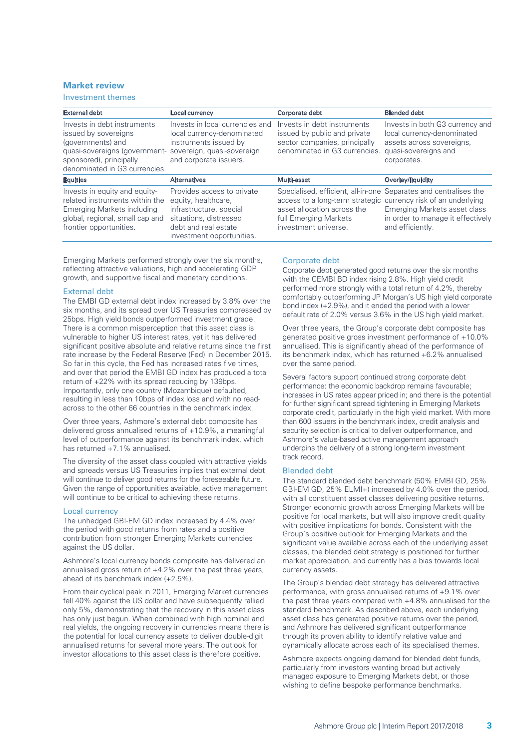## Market review

### Investment themes

| External debt | Local currency | Corporate debt | Blended debt |
|---|---|---|---|
| Invests in debt instruments issued by sovereigns (governments) and quasi-sovereigns (government-sponsored), principally denominated in G3 currencies. | Invests in local currencies and local currency-denominated instruments issued by sovereign, quasi-sovereign and corporate issuers. | Invests in debt instruments issued by public and private sector companies, principally denominated in G3 currencies. | Invests in both G3 currency and local currency-denominated assets across sovereigns, quasi-sovereigns and corporates. |
| **Equities** | **Alternatives** | **Multi-asset** | **Overlay/liquidity** |
| Invests in equity and equity-related instruments within the Emerging Markets including global, regional, small cap and frontier opportunities. | Provides access to private equity, healthcare, infrastructure, special situations, distressed debt and real estate investment opportunities. | Specialised, efficient, all-in-one access to a long-term strategic asset allocation across the full Emerging Markets investment universe. | Separates and centralises the currency risk of an underlying Emerging Markets asset class in order to manage it effectively and efficiently. |

Emerging Markets performed strongly over the six months, reflecting attractive valuations, high and accelerating GDP growth, and supportive fiscal and monetary conditions.

### External debt

The EMBI GD external debt index increased by 3.8% over the six months, and its spread over US Treasuries compressed by 25bps. High yield bonds outperformed investment grade. There is a common misperception that this asset class is vulnerable to higher US interest rates, yet it has delivered significant positive absolute and relative returns since the first rate increase by the Federal Reserve (Fed) in December 2015. So far in this cycle, the Fed has increased rates five times, and over that period the EMBI GD index has produced a total return of +22% with its spread reducing by 139bps. Importantly, only one country (Mozambique) defaulted, resulting in less than 10bps of index loss and with no read-across to the other 66 countries in the benchmark index.

Over three years, Ashmore's external debt composite has delivered gross annualised returns of +10.9%, a meaningful level of outperformance against its benchmark index, which has returned +7.1% annualised.

The diversity of the asset class coupled with attractive yields and spreads versus US Treasuries implies that external debt will continue to deliver good returns for the foreseeable future. Given the range of opportunities available, active management will continue to be critical to achieving these returns.

### Local currency

The unhedged GBI-EM GD index increased by 4.4% over the period with good returns from rates and a positive contribution from stronger Emerging Markets currencies against the US dollar.

Ashmore's local currency bonds composite has delivered an annualised gross return of +4.2% over the past three years, ahead of its benchmark index (+2.5%).

From their cyclical peak in 2011, Emerging Market currencies fell 40% against the US dollar and have subsequently rallied only 5%, demonstrating that the recovery in this asset class has only just begun. When combined with high nominal and real yields, the ongoing recovery in currencies means there is the potential for local currency assets to deliver double-digit annualised returns for several more years. The outlook for investor allocations to this asset class is therefore positive.

### Corporate debt

Corporate debt generated good returns over the six months with the CEMBI BD index rising 2.8%. High yield credit performed more strongly with a total return of 4.2%, thereby comfortably outperforming JP Morgan's US high yield corporate bond index (+2.9%), and it ended the period with a lower default rate of 2.0% versus 3.6% in the US high yield market.

Over three years, the Group's corporate debt composite has generated positive gross investment performance of +10.0% annualised. This is significantly ahead of the performance of its benchmark index, which has returned +6.2% annualised over the same period.

Several factors support continued strong corporate debt performance: the economic backdrop remains favourable; increases in US rates appear priced in; and there is the potential for further significant spread tightening in Emerging Markets corporate credit, particularly in the high yield market. With more than 600 issuers in the benchmark index, credit analysis and security selection is critical to deliver outperformance, and Ashmore's value-based active management approach underpins the delivery of a strong long-term investment track record.

### Blended debt

The standard blended debt benchmark (50% EMBI GD, 25% GBI-EM GD, 25% ELMI+) increased by 4.0% over the period, with all constituent asset classes delivering positive returns. Stronger economic growth across Emerging Markets will be positive for local markets, but will also improve credit quality with positive implications for bonds. Consistent with the Group's positive outlook for Emerging Markets and the significant value available across each of the underlying asset classes, the blended debt strategy is positioned for further market appreciation, and currently has a bias towards local currency assets.

The Group's blended debt strategy has delivered attractive performance, with gross annualised returns of +9.1% over the past three years compared with +4.8% annualised for the standard benchmark. As described above, each underlying asset class has generated positive returns over the period, and Ashmore has delivered significant outperformance through its proven ability to identify relative value and dynamically allocate across each of its specialised themes.

Ashmore expects ongoing demand for blended debt funds, particularly from investors wanting broad but actively managed exposure to Emerging Markets debt, or those wishing to define bespoke performance benchmarks.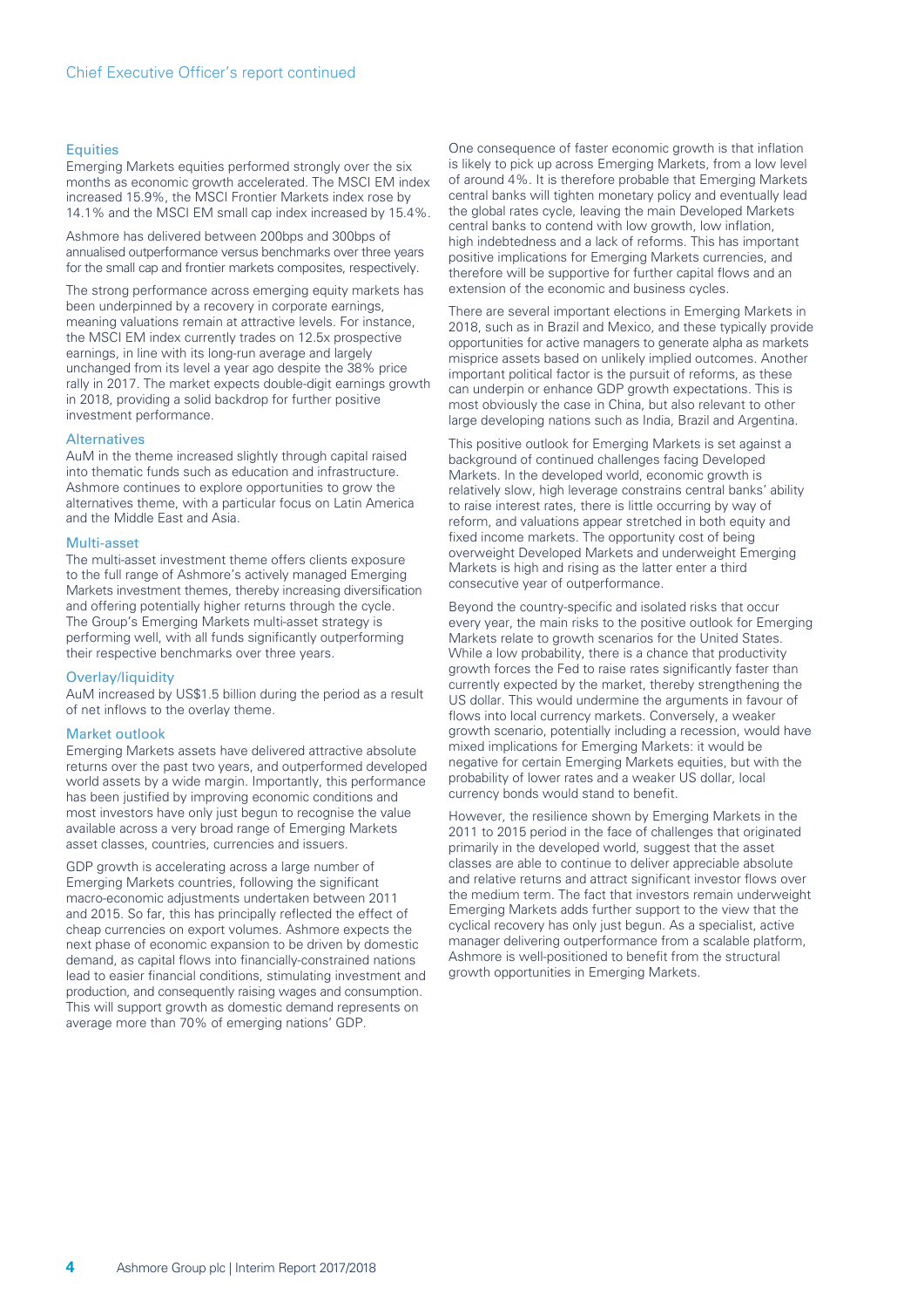## Equities

Emerging Markets equities performed strongly over the six months as economic growth accelerated. The MSCI EM index increased 15.9%, the MSCI Frontier Markets index rose by 14.1% and the MSCI EM small cap index increased by 15.4%.

Ashmore has delivered between 200bps and 300bps of annualised outperformance versus benchmarks over three years for the small cap and frontier markets composites, respectively.

The strong performance across emerging equity markets has been underpinned by a recovery in corporate earnings, meaning valuations remain at attractive levels. For instance, the MSCI EM index currently trades on 12.5x prospective earnings, in line with its long-run average and largely unchanged from its level a year ago despite the 38% price rally in 2017. The market expects double-digit earnings growth in 2018, providing a solid backdrop for further positive investment performance.

## Alternatives

AuM in the theme increased slightly through capital raised into thematic funds such as education and infrastructure. Ashmore continues to explore opportunities to grow the alternatives theme, with a particular focus on Latin America and the Middle East and Asia.

## Multi-asset

The multi-asset investment theme offers clients exposure to the full range of Ashmore's actively managed Emerging Markets investment themes, thereby increasing diversification and offering potentially higher returns through the cycle. The Group's Emerging Markets multi-asset strategy is performing well, with all funds significantly outperforming their respective benchmarks over three years.

## Overlay/liquidity

AuM increased by US$1.5 billion during the period as a result of net inflows to the overlay theme.

## Market outlook

Emerging Markets assets have delivered attractive absolute returns over the past two years, and outperformed developed world assets by a wide margin. Importantly, this performance has been justified by improving economic conditions and most investors have only just begun to recognise the value available across a very broad range of Emerging Markets asset classes, countries, currencies and issuers.

GDP growth is accelerating across a large number of Emerging Markets countries, following the significant macro-economic adjustments undertaken between 2011 and 2015. So far, this has principally reflected the effect of cheap currencies on export volumes. Ashmore expects the next phase of economic expansion to be driven by domestic demand, as capital flows into financially-constrained nations lead to easier financial conditions, stimulating investment and production, and consequently raising wages and consumption. This will support growth as domestic demand represents on average more than 70% of emerging nations' GDP.

One consequence of faster economic growth is that inflation is likely to pick up across Emerging Markets, from a low level of around 4%. It is therefore probable that Emerging Markets central banks will tighten monetary policy and eventually lead the global rates cycle, leaving the main Developed Markets central banks to contend with low growth, low inflation, high indebtedness and a lack of reforms. This has important positive implications for Emerging Markets currencies, and therefore will be supportive for further capital flows and an extension of the economic and business cycles.

There are several important elections in Emerging Markets in 2018, such as in Brazil and Mexico, and these typically provide opportunities for active managers to generate alpha as markets misprice assets based on unlikely implied outcomes. Another important political factor is the pursuit of reforms, as these can underpin or enhance GDP growth expectations. This is most obviously the case in China, but also relevant to other large developing nations such as India, Brazil and Argentina.

This positive outlook for Emerging Markets is set against a background of continued challenges facing Developed Markets. In the developed world, economic growth is relatively slow, high leverage constrains central banks' ability to raise interest rates, there is little occurring by way of reform, and valuations appear stretched in both equity and fixed income markets. The opportunity cost of being overweight Developed Markets and underweight Emerging Markets is high and rising as the latter enter a third consecutive year of outperformance.

Beyond the country-specific and isolated risks that occur every year, the main risks to the positive outlook for Emerging Markets relate to growth scenarios for the United States. While a low probability, there is a chance that productivity growth forces the Fed to raise rates significantly faster than currently expected by the market, thereby strengthening the US dollar. This would undermine the arguments in favour of flows into local currency markets. Conversely, a weaker growth scenario, potentially including a recession, would have mixed implications for Emerging Markets: it would be negative for certain Emerging Markets equities, but with the probability of lower rates and a weaker US dollar, local currency bonds would stand to benefit.

However, the resilience shown by Emerging Markets in the 2011 to 2015 period in the face of challenges that originated primarily in the developed world, suggest that the asset classes are able to continue to deliver appreciable absolute and relative returns and attract significant investor flows over the medium term. The fact that investors remain underweight Emerging Markets adds further support to the view that the cyclical recovery has only just begun. As a specialist, active manager delivering outperformance from a scalable platform, Ashmore is well-positioned to benefit from the structural growth opportunities in Emerging Markets.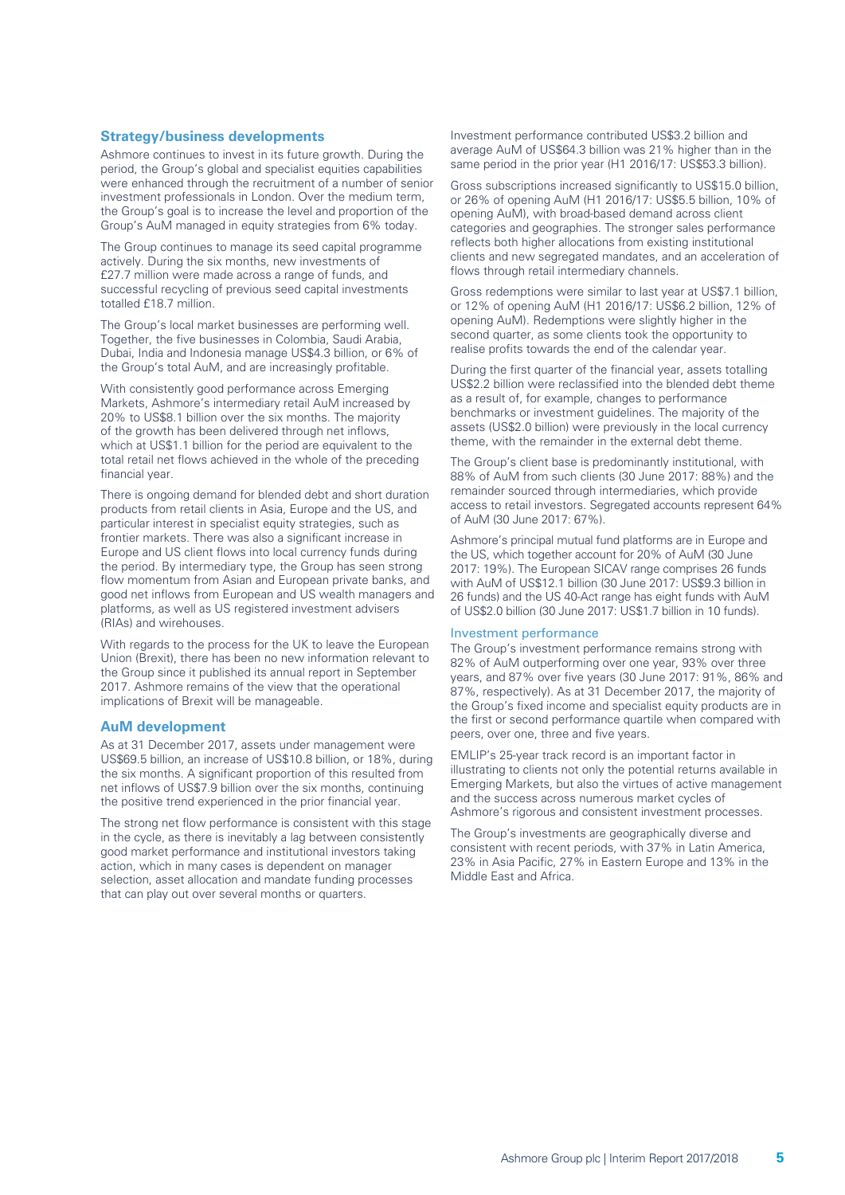## Strategy/business developments

Ashmore continues to invest in its future growth. During the period, the Group's global and specialist equities capabilities were enhanced through the recruitment of a number of senior investment professionals in London. Over the medium term, the Group's goal is to increase the level and proportion of the Group's AuM managed in equity strategies from 6% today.

The Group continues to manage its seed capital programme actively. During the six months, new investments of £27.7 million were made across a range of funds, and successful recycling of previous seed capital investments totalled £18.7 million.

The Group's local market businesses are performing well. Together, the five businesses in Colombia, Saudi Arabia, Dubai, India and Indonesia manage US$4.3 billion, or 6% of the Group's total AuM, and are increasingly profitable.

With consistently good performance across Emerging Markets, Ashmore's intermediary retail AuM increased by 20% to US$8.1 billion over the six months. The majority of the growth has been delivered through net inflows, which at US$1.1 billion for the period are equivalent to the total retail net flows achieved in the whole of the preceding financial year.

There is ongoing demand for blended debt and short duration products from retail clients in Asia, Europe and the US, and particular interest in specialist equity strategies, such as frontier markets. There was also a significant increase in Europe and US client flows into local currency funds during the period. By intermediary type, the Group has seen strong flow momentum from Asian and European private banks, and good net inflows from European and US wealth managers and platforms, as well as US registered investment advisers (RIAs) and wirehouses.

With regards to the process for the UK to leave the European Union (Brexit), there has been no new information relevant to the Group since it published its annual report in September 2017. Ashmore remains of the view that the operational implications of Brexit will be manageable.

## AuM development

As at 31 December 2017, assets under management were US$69.5 billion, an increase of US$10.8 billion, or 18%, during the six months. A significant proportion of this resulted from net inflows of US$7.9 billion over the six months, continuing the positive trend experienced in the prior financial year.

The strong net flow performance is consistent with this stage in the cycle, as there is inevitably a lag between consistently good market performance and institutional investors taking action, which in many cases is dependent on manager selection, asset allocation and mandate funding processes that can play out over several months or quarters.

Investment performance contributed US$3.2 billion and average AuM of US$64.3 billion was 21% higher than in the same period in the prior year (H1 2016/17: US$53.3 billion).

Gross subscriptions increased significantly to US$15.0 billion, or 26% of opening AuM (H1 2016/17: US$5.5 billion, 10% of opening AuM), with broad-based demand across client categories and geographies. The stronger sales performance reflects both higher allocations from existing institutional clients and new segregated mandates, and an acceleration of flows through retail intermediary channels.

Gross redemptions were similar to last year at US$7.1 billion, or 12% of opening AuM (H1 2016/17: US$6.2 billion, 12% of opening AuM). Redemptions were slightly higher in the second quarter, as some clients took the opportunity to realise profits towards the end of the calendar year.

During the first quarter of the financial year, assets totalling US$2.2 billion were reclassified into the blended debt theme as a result of, for example, changes to performance benchmarks or investment guidelines. The majority of the assets (US$2.0 billion) were previously in the local currency theme, with the remainder in the external debt theme.

The Group's client base is predominantly institutional, with 88% of AuM from such clients (30 June 2017: 88%) and the remainder sourced through intermediaries, which provide access to retail investors. Segregated accounts represent 64% of AuM (30 June 2017: 67%).

Ashmore's principal mutual fund platforms are in Europe and the US, which together account for 20% of AuM (30 June 2017: 19%). The European SICAV range comprises 26 funds with AuM of US$12.1 billion (30 June 2017: US$9.3 billion in 26 funds) and the US 40-Act range has eight funds with AuM of US$2.0 billion (30 June 2017: US$1.7 billion in 10 funds).

### Investment performance

The Group's investment performance remains strong with 82% of AuM outperforming over one year, 93% over three years, and 87% over five years (30 June 2017: 91%, 86% and 87%, respectively). As at 31 December 2017, the majority of the Group's fixed income and specialist equity products are in the first or second performance quartile when compared with peers, over one, three and five years.

EMLIP's 25-year track record is an important factor in illustrating to clients not only the potential returns available in Emerging Markets, but also the virtues of active management and the success across numerous market cycles of Ashmore's rigorous and consistent investment processes.

The Group's investments are geographically diverse and consistent with recent periods, with 37% in Latin America, 23% in Asia Pacific, 27% in Eastern Europe and 13% in the Middle East and Africa.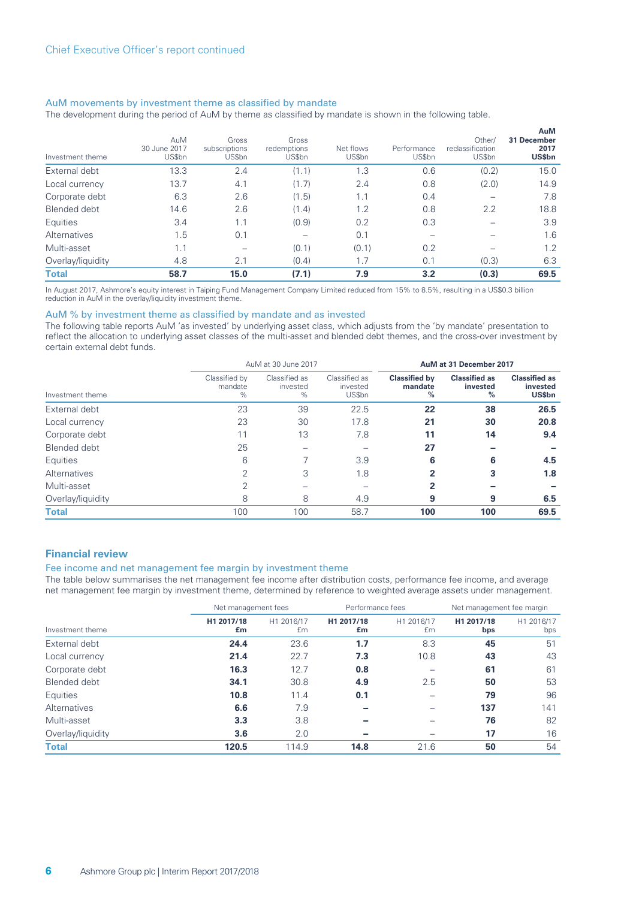Chief Executive Officer's report continued

### AuM movements by investment theme as classified by mandate

The development during the period of AuM by theme as classified by mandate is shown in the following table.

| Investment theme | AuM 30 June 2017 US$bn | Gross subscriptions US$bn | Gross redemptions US$bn | Net flows US$bn | Performance US$bn | Other/ reclassification US$bn | **AuM 31 December 2017 US$bn** |
|---|---|---|---|---|---|---|---|
| External debt | 13.3 | 2.4 | (1.1) | 1.3 | 0.6 | (0.2) | 15.0 |
| Local currency | 13.7 | 4.1 | (1.7) | 2.4 | 0.8 | (2.0) | 14.9 |
| Corporate debt | 6.3 | 2.6 | (1.5) | 1.1 | 0.4 | – | 7.8 |
| Blended debt | 14.6 | 2.6 | (1.4) | 1.2 | 0.8 | 2.2 | 18.8 |
| Equities | 3.4 | 1.1 | (0.9) | 0.2 | 0.3 | – | 3.9 |
| Alternatives | 1.5 | 0.1 | – | 0.1 | – | – | 1.6 |
| Multi-asset | 1.1 | – | (0.1) | (0.1) | 0.2 | – | 1.2 |
| Overlay/liquidity | 4.8 | 2.1 | (0.4) | 1.7 | 0.1 | (0.3) | 6.3 |
| **Total** | **58.7** | **15.0** | **(7.1)** | **7.9** | **3.2** | **(0.3)** | **69.5** |

In August 2017, Ashmore's equity interest in Taiping Fund Management Company Limited reduced from 15% to 8.5%, resulting in a US$0.3 billion reduction in AuM in the overlay/liquidity investment theme.

### AuM % by investment theme as classified by mandate and as invested

The following table reports AuM 'as invested' by underlying asset class, which adjusts from the 'by mandate' presentation to reflect the allocation to underlying asset classes of the multi-asset and blended debt themes, and the cross-over investment by certain external debt funds.

| | AuM at 30 June 2017 | | | **AuM at 31 December 2017** | | |
|---|---|---|---|---|---|---|
| Investment theme | Classified by mandate % | Classified as invested % | Classified as invested US$bn | **Classified by mandate %** | **Classified as invested %** | **Classified as invested US$bn** |
| External debt | 23 | 39 | 22.5 | **22** | **38** | **26.5** |
| Local currency | 23 | 30 | 17.8 | **21** | **30** | **20.8** |
| Corporate debt | 11 | 13 | 7.8 | **11** | **14** | **9.4** |
| Blended debt | 25 | – | – | **27** | **–** | **–** |
| Equities | 6 | 7 | 3.9 | **6** | **6** | **4.5** |
| Alternatives | 2 | 3 | 1.8 | **2** | **3** | **1.8** |
| Multi-asset | 2 | – | – | **2** | **–** | **–** |
| Overlay/liquidity | 8 | 8 | 4.9 | **9** | **9** | **6.5** |
| **Total** | 100 | 100 | 58.7 | **100** | **100** | **69.5** |

## Financial review

### Fee income and net management fee margin by investment theme

The table below summarises the net management fee income after distribution costs, performance fee income, and average net management fee margin by investment theme, determined by reference to weighted average assets under management.

| | Net management fees | | Performance fees | | Net management fee margin | |
|---|---|---|---|---|---|---|
| Investment theme | **H1 2017/18 £m** | H1 2016/17 £m | **H1 2017/18 £m** | H1 2016/17 £m | **H1 2017/18 bps** | H1 2016/17 bps |
| External debt | **24.4** | 23.6 | **1.7** | 8.3 | **45** | 51 |
| Local currency | **21.4** | 22.7 | **7.3** | 10.8 | **43** | 43 |
| Corporate debt | **16.3** | 12.7 | **0.8** | – | **61** | 61 |
| Blended debt | **34.1** | 30.8 | **4.9** | 2.5 | **50** | 53 |
| Equities | **10.8** | 11.4 | **0.1** | – | **79** | 96 |
| Alternatives | **6.6** | 7.9 | **–** | – | **137** | 141 |
| Multi-asset | **3.3** | 3.8 | **–** | – | **76** | 82 |
| Overlay/liquidity | **3.6** | 2.0 | **–** | – | **17** | 16 |
| **Total** | **120.5** | 114.9 | **14.8** | 21.6 | **50** | 54 |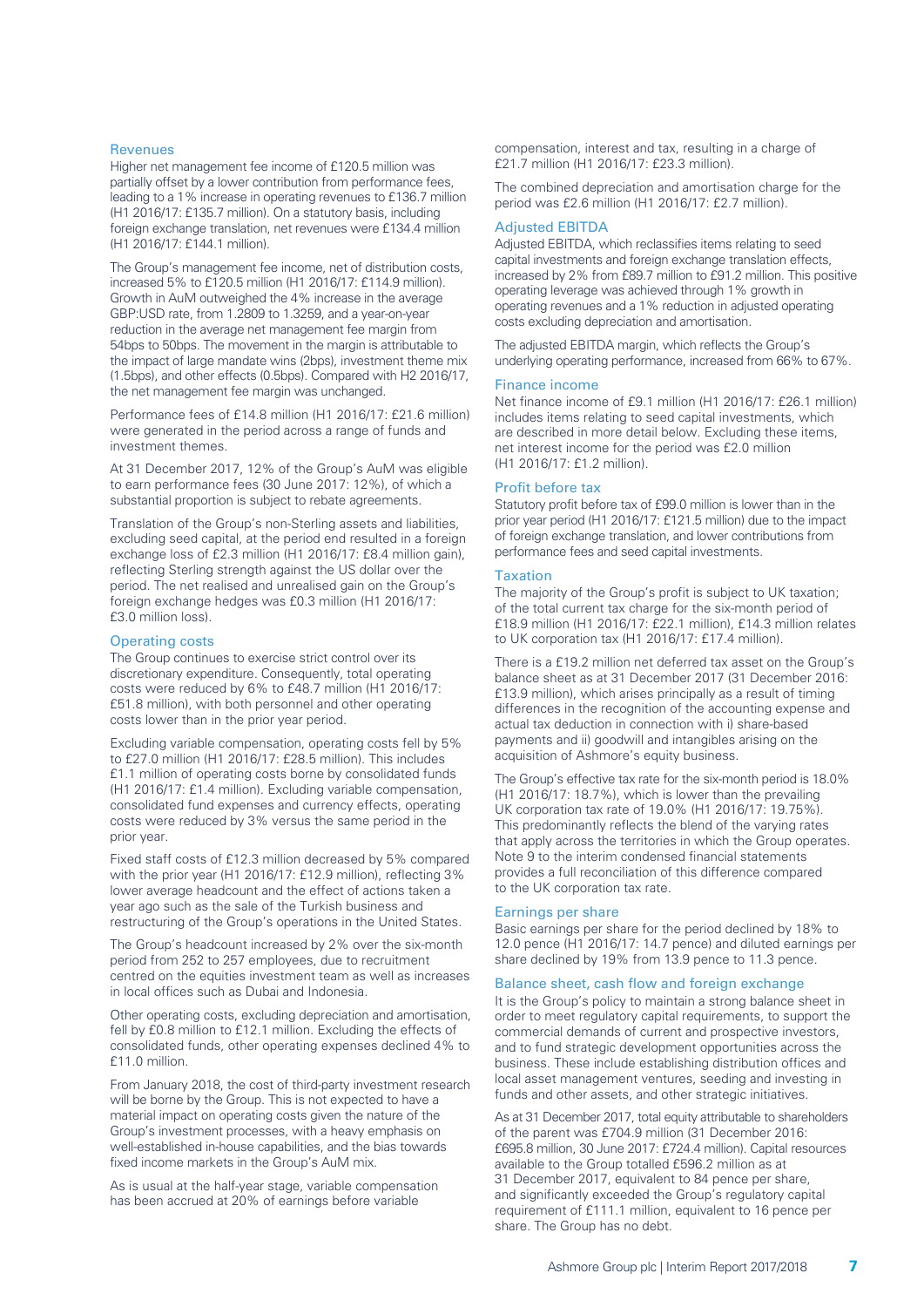### Revenues

Higher net management fee income of £120.5 million was partially offset by a lower contribution from performance fees, leading to a 1% increase in operating revenues to £136.7 million (H1 2016/17: £135.7 million). On a statutory basis, including foreign exchange translation, net revenues were £134.4 million (H1 2016/17: £144.1 million).

The Group's management fee income, net of distribution costs, increased 5% to £120.5 million (H1 2016/17: £114.9 million). Growth in AuM outweighed the 4% increase in the average GBP:USD rate, from 1.2809 to 1.3259, and a year-on-year reduction in the average net management fee margin from 54bps to 50bps. The movement in the margin is attributable to the impact of large mandate wins (2bps), investment theme mix (1.5bps), and other effects (0.5bps). Compared with H2 2016/17, the net management fee margin was unchanged.

Performance fees of £14.8 million (H1 2016/17: £21.6 million) were generated in the period across a range of funds and investment themes.

At 31 December 2017, 12% of the Group's AuM was eligible to earn performance fees (30 June 2017: 12%), of which a substantial proportion is subject to rebate agreements.

Translation of the Group's non-Sterling assets and liabilities, excluding seed capital, at the period end resulted in a foreign exchange loss of £2.3 million (H1 2016/17: £8.4 million gain), reflecting Sterling strength against the US dollar over the period. The net realised and unrealised gain on the Group's foreign exchange hedges was £0.3 million (H1 2016/17: £3.0 million loss).

### Operating costs

The Group continues to exercise strict control over its discretionary expenditure. Consequently, total operating costs were reduced by 6% to £48.7 million (H1 2016/17: £51.8 million), with both personnel and other operating costs lower than in the prior year period.

Excluding variable compensation, operating costs fell by 5% to £27.0 million (H1 2016/17: £28.5 million). This includes £1.1 million of operating costs borne by consolidated funds (H1 2016/17: £1.4 million). Excluding variable compensation, consolidated fund expenses and currency effects, operating costs were reduced by 3% versus the same period in the prior year.

Fixed staff costs of £12.3 million decreased by 5% compared with the prior year (H1 2016/17: £12.9 million), reflecting 3% lower average headcount and the effect of actions taken a year ago such as the sale of the Turkish business and restructuring of the Group's operations in the United States.

The Group's headcount increased by 2% over the six-month period from 252 to 257 employees, due to recruitment centred on the equities investment team as well as increases in local offices such as Dubai and Indonesia.

Other operating costs, excluding depreciation and amortisation, fell by £0.8 million to £12.1 million. Excluding the effects of consolidated funds, other operating expenses declined 4% to £11.0 million.

From January 2018, the cost of third-party investment research will be borne by the Group. This is not expected to have a material impact on operating costs given the nature of the Group's investment processes, with a heavy emphasis on well-established in-house capabilities, and the bias towards fixed income markets in the Group's AuM mix.

As is usual at the half-year stage, variable compensation has been accrued at 20% of earnings before variable compensation, interest and tax, resulting in a charge of £21.7 million (H1 2016/17: £23.3 million).

The combined depreciation and amortisation charge for the period was £2.6 million (H1 2016/17: £2.7 million).

### Adjusted EBITDA

Adjusted EBITDA, which reclassifies items relating to seed capital investments and foreign exchange translation effects, increased by 2% from £89.7 million to £91.2 million. This positive operating leverage was achieved through 1% growth in operating revenues and a 1% reduction in adjusted operating costs excluding depreciation and amortisation.

The adjusted EBITDA margin, which reflects the Group's underlying operating performance, increased from 66% to 67%.

### Finance income

Net finance income of £9.1 million (H1 2016/17: £26.1 million) includes items relating to seed capital investments, which are described in more detail below. Excluding these items, net interest income for the period was £2.0 million (H1 2016/17: £1.2 million).

### Profit before tax

Statutory profit before tax of £99.0 million is lower than in the prior year period (H1 2016/17: £121.5 million) due to the impact of foreign exchange translation, and lower contributions from performance fees and seed capital investments.

### Taxation

The majority of the Group's profit is subject to UK taxation; of the total current tax charge for the six-month period of £18.9 million (H1 2016/17: £22.1 million), £14.3 million relates to UK corporation tax (H1 2016/17: £17.4 million).

There is a £19.2 million net deferred tax asset on the Group's balance sheet as at 31 December 2017 (31 December 2016: £13.9 million), which arises principally as a result of timing differences in the recognition of the accounting expense and actual tax deduction in connection with i) share-based payments and ii) goodwill and intangibles arising on the acquisition of Ashmore's equity business.

The Group's effective tax rate for the six-month period is 18.0% (H1 2016/17: 18.7%), which is lower than the prevailing UK corporation tax rate of 19.0% (H1 2016/17: 19.75%). This predominantly reflects the blend of the varying rates that apply across the territories in which the Group operates. Note 9 to the interim condensed financial statements provides a full reconciliation of this difference compared to the UK corporation tax rate.

### Earnings per share

Basic earnings per share for the period declined by 18% to 12.0 pence (H1 2016/17: 14.7 pence) and diluted earnings per share declined by 19% from 13.9 pence to 11.3 pence.

### Balance sheet, cash flow and foreign exchange

It is the Group's policy to maintain a strong balance sheet in order to meet regulatory capital requirements, to support the commercial demands of current and prospective investors, and to fund strategic development opportunities across the business. These include establishing distribution offices and local asset management ventures, seeding and investing in funds and other assets, and other strategic initiatives.

As at 31 December 2017, total equity attributable to shareholders of the parent was £704.9 million (31 December 2016: £695.8 million, 30 June 2017: £724.4 million). Capital resources available to the Group totalled £596.2 million as at 31 December 2017, equivalent to 84 pence per share, and significantly exceeded the Group's regulatory capital requirement of £111.1 million, equivalent to 16 pence per share. The Group has no debt.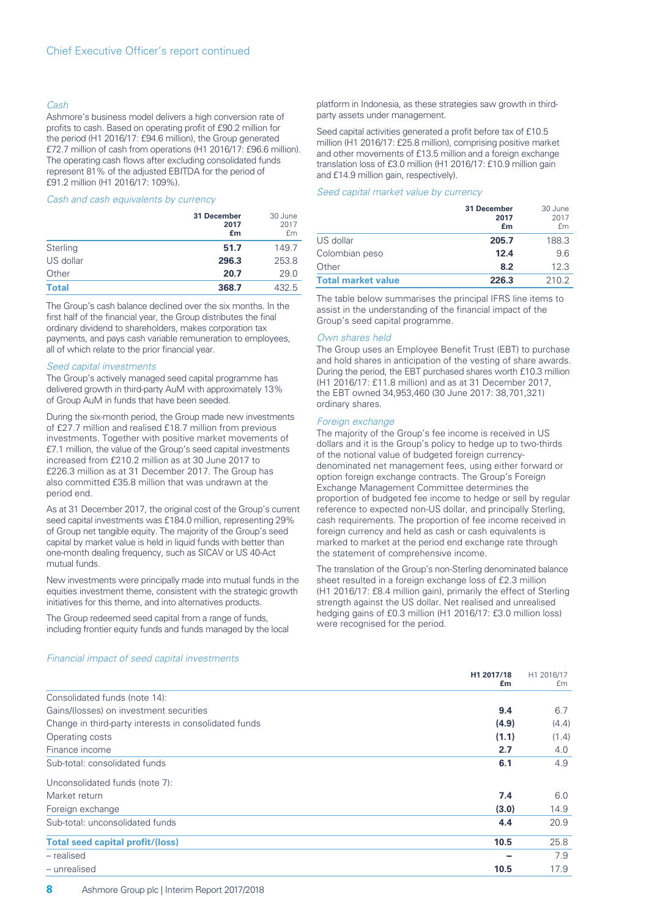### Cash

Ashmore's business model delivers a high conversion rate of profits to cash. Based on operating profit of £90.2 million for the period (H1 2016/17: £94.6 million), the Group generated £72.7 million of cash from operations (H1 2016/17: £96.6 million). The operating cash flows after excluding consolidated funds represent 81% of the adjusted EBITDA for the period of £91.2 million (H1 2016/17: 109%).

### Cash and cash equivalents by currency

| | **31 December 2017 £m** | 30 June 2017 £m |
|---|---|---|
| Sterling | **51.7** | 149.7 |
| US dollar | **296.3** | 253.8 |
| Other | **20.7** | 29.0 |
| **Total** | **368.7** | 432.5 |

The Group's cash balance declined over the six months. In the first half of the financial year, the Group distributes the final ordinary dividend to shareholders, makes corporation tax payments, and pays cash variable remuneration to employees, all of which relate to the prior financial year.

### Seed capital investments

The Group's actively managed seed capital programme has delivered growth in third-party AuM with approximately 13% of Group AuM in funds that have been seeded.

During the six-month period, the Group made new investments of £27.7 million and realised £18.7 million from previous investments. Together with positive market movements of £7.1 million, the value of the Group's seed capital investments increased from £210.2 million as at 30 June 2017 to £226.3 million as at 31 December 2017. The Group has also committed £35.8 million that was undrawn at the period end.

As at 31 December 2017, the original cost of the Group's current seed capital investments was £184.0 million, representing 29% of Group net tangible equity. The majority of the Group's seed capital by market value is held in liquid funds with better than one-month dealing frequency, such as SICAV or US 40-Act mutual funds.

New investments were principally made into mutual funds in the equities investment theme, consistent with the strategic growth initiatives for this theme, and into alternatives products.

The Group redeemed seed capital from a range of funds, including frontier equity funds and funds managed by the local platform in Indonesia, as these strategies saw growth in third-party assets under management.

Seed capital activities generated a profit before tax of £10.5 million (H1 2016/17: £25.8 million), comprising positive market and other movements of £13.5 million and a foreign exchange translation loss of £3.0 million (H1 2016/17: £10.9 million gain and £14.9 million gain, respectively).

### Seed capital market value by currency

| | **31 December 2017 £m** | 30 June 2017 £m |
|---|---|---|
| US dollar | **205.7** | 188.3 |
| Colombian peso | **12.4** | 9.6 |
| Other | **8.2** | 12.3 |
| **Total market value** | **226.3** | 210.2 |

The table below summarises the principal IFRS line items to assist in the understanding of the financial impact of the Group's seed capital programme.

### Own shares held

The Group uses an Employee Benefit Trust (EBT) to purchase and hold shares in anticipation of the vesting of share awards. During the period, the EBT purchased shares worth £10.3 million (H1 2016/17: £11.8 million) and as at 31 December 2017, the EBT owned 34,953,460 (30 June 2017: 38,701,321) ordinary shares.

### Foreign exchange

The majority of the Group's fee income is received in US dollars and it is the Group's policy to hedge up to two-thirds of the notional value of budgeted foreign currency-denominated net management fees, using either forward or option foreign exchange contracts. The Group's Foreign Exchange Management Committee determines the proportion of budgeted fee income to hedge or sell by regular reference to expected non-US dollar, and principally Sterling, cash requirements. The proportion of fee income received in foreign currency and held as cash or cash equivalents is marked to market at the period end exchange rate through the statement of comprehensive income.

The translation of the Group's non-Sterling denominated balance sheet resulted in a foreign exchange loss of £2.3 million (H1 2016/17: £8.4 million gain), primarily the effect of Sterling strength against the US dollar. Net realised and unrealised hedging gains of £0.3 million (H1 2016/17: £3.0 million loss) were recognised for the period.

### Financial impact of seed capital investments

| | **H1 2017/18 £m** | H1 2016/17 £m |
|---|---|---|
| Consolidated funds (note 14): | | |
| Gains/(losses) on investment securities | **9.4** | 6.7 |
| Change in third-party interests in consolidated funds | **(4.9)** | (4.4) |
| Operating costs | **(1.1)** | (1.4) |
| Finance income | **2.7** | 4.0 |
| Sub-total: consolidated funds | **6.1** | 4.9 |
| Unconsolidated funds (note 7): | | |
| Market return | **7.4** | 6.0 |
| Foreign exchange | **(3.0)** | 14.9 |
| Sub-total: unconsolidated funds | **4.4** | 20.9 |
| **Total seed capital profit/(loss)** | **10.5** | 25.8 |
| – realised | **–** | 7.9 |
| – unrealised | **10.5** | 17.9 |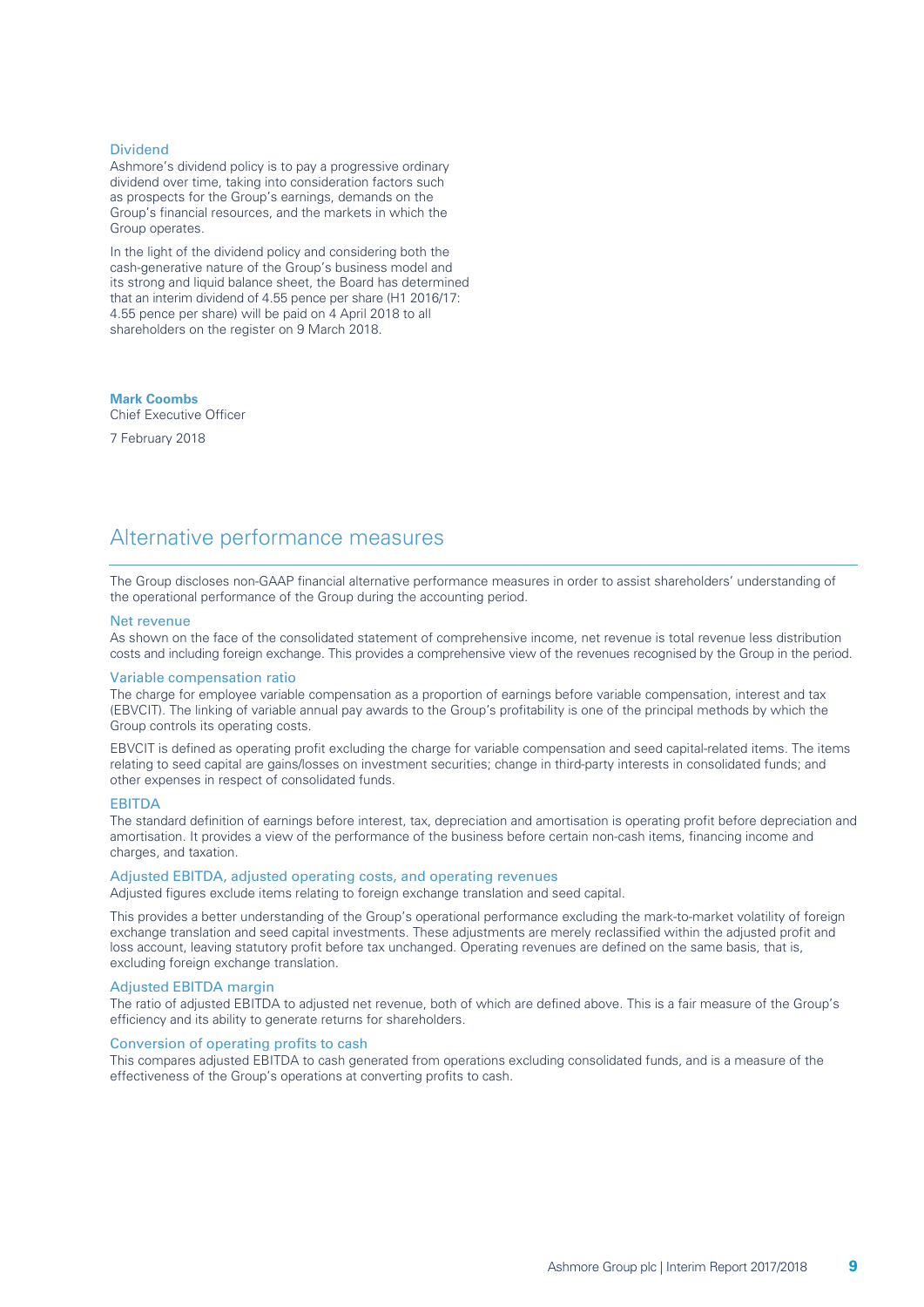### Dividend

Ashmore's dividend policy is to pay a progressive ordinary dividend over time, taking into consideration factors such as prospects for the Group's earnings, demands on the Group's financial resources, and the markets in which the Group operates.

In the light of the dividend policy and considering both the cash-generative nature of the Group's business model and its strong and liquid balance sheet, the Board has determined that an interim dividend of 4.55 pence per share (H1 2016/17: 4.55 pence per share) will be paid on 4 April 2018 to all shareholders on the register on 9 March 2018.

**Mark Coombs**
Chief Executive Officer

7 February 2018

## Alternative performance measures

The Group discloses non-GAAP financial alternative performance measures in order to assist shareholders' understanding of the operational performance of the Group during the accounting period.

### Net revenue

As shown on the face of the consolidated statement of comprehensive income, net revenue is total revenue less distribution costs and including foreign exchange. This provides a comprehensive view of the revenues recognised by the Group in the period.

### Variable compensation ratio

The charge for employee variable compensation as a proportion of earnings before variable compensation, interest and tax (EBVCIT). The linking of variable annual pay awards to the Group's profitability is one of the principal methods by which the Group controls its operating costs.

EBVCIT is defined as operating profit excluding the charge for variable compensation and seed capital-related items. The items relating to seed capital are gains/losses on investment securities; change in third-party interests in consolidated funds; and other expenses in respect of consolidated funds.

### EBITDA

The standard definition of earnings before interest, tax, depreciation and amortisation is operating profit before depreciation and amortisation. It provides a view of the performance of the business before certain non-cash items, financing income and charges, and taxation.

### Adjusted EBITDA, adjusted operating costs, and operating revenues

Adjusted figures exclude items relating to foreign exchange translation and seed capital.

This provides a better understanding of the Group's operational performance excluding the mark-to-market volatility of foreign exchange translation and seed capital investments. These adjustments are merely reclassified within the adjusted profit and loss account, leaving statutory profit before tax unchanged. Operating revenues are defined on the same basis, that is, excluding foreign exchange translation.

### Adjusted EBITDA margin

The ratio of adjusted EBITDA to adjusted net revenue, both of which are defined above. This is a fair measure of the Group's efficiency and its ability to generate returns for shareholders.

### Conversion of operating profits to cash

This compares adjusted EBITDA to cash generated from operations excluding consolidated funds, and is a measure of the effectiveness of the Group's operations at converting profits to cash.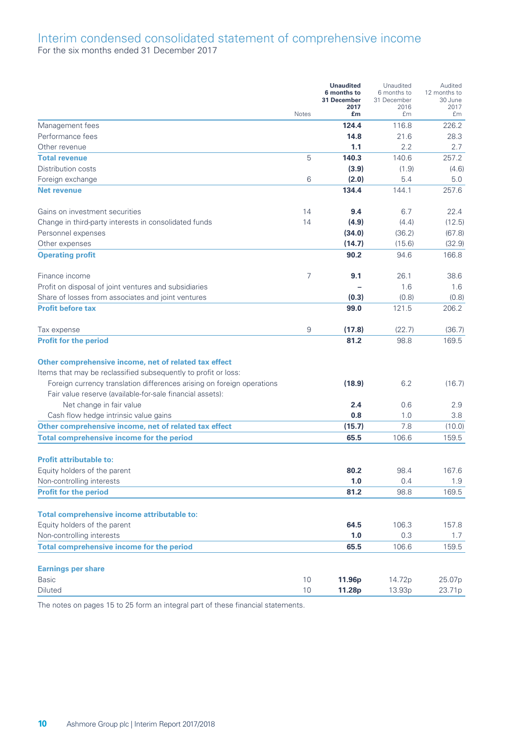# Interim condensed consolidated statement of comprehensive income

For the six months ended 31 December 2017

| | Notes | **Unaudited 6 months to 31 December 2017 £m** | Unaudited 6 months to 31 December 2016 £m | Audited 12 months to 30 June 2017 £m |
|---|---|---|---|---|
| Management fees | | **124.4** | 116.8 | 226.2 |
| Performance fees | | **14.8** | 21.6 | 28.3 |
| Other revenue | | **1.1** | 2.2 | 2.7 |
| **Total revenue** | 5 | **140.3** | 140.6 | 257.2 |
| Distribution costs | | **(3.9)** | (1.9) | (4.6) |
| Foreign exchange | 6 | **(2.0)** | 5.4 | 5.0 |
| **Net revenue** | | **134.4** | 144.1 | 257.6 |
| | | | | |
| Gains on investment securities | 14 | **9.4** | 6.7 | 22.4 |
| Change in third-party interests in consolidated funds | 14 | **(4.9)** | (4.4) | (12.5) |
| Personnel expenses | | **(34.0)** | (36.2) | (67.8) |
| Other expenses | | **(14.7)** | (15.6) | (32.9) |
| **Operating profit** | | **90.2** | 94.6 | 166.8 |
| | | | | |
| Finance income | 7 | **9.1** | 26.1 | 38.6 |
| Profit on disposal of joint ventures and subsidiaries | | **–** | 1.6 | 1.6 |
| Share of losses from associates and joint ventures | | **(0.3)** | (0.8) | (0.8) |
| **Profit before tax** | | **99.0** | 121.5 | 206.2 |
| | | | | |
| Tax expense | 9 | **(17.8)** | (22.7) | (36.7) |
| **Profit for the period** | | **81.2** | 98.8 | 169.5 |
| | | | | |
| **Other comprehensive income, net of related tax effect** | | | | |
| Items that may be reclassified subsequently to profit or loss: | | | | |
| Foreign currency translation differences arising on foreign operations | | **(18.9)** | 6.2 | (16.7) |
| Fair value reserve (available-for-sale financial assets): | | | | |
| Net change in fair value | | **2.4** | 0.6 | 2.9 |
| Cash flow hedge intrinsic value gains | | **0.8** | 1.0 | 3.8 |
| **Other comprehensive income, net of related tax effect** | | **(15.7)** | 7.8 | (10.0) |
| **Total comprehensive income for the period** | | **65.5** | 106.6 | 159.5 |
| | | | | |
| **Profit attributable to:** | | | | |
| Equity holders of the parent | | **80.2** | 98.4 | 167.6 |
| Non-controlling interests | | **1.0** | 0.4 | 1.9 |
| **Profit for the period** | | **81.2** | 98.8 | 169.5 |
| | | | | |
| **Total comprehensive income attributable to:** | | | | |
| Equity holders of the parent | | **64.5** | 106.3 | 157.8 |
| Non-controlling interests | | **1.0** | 0.3 | 1.7 |
| **Total comprehensive income for the period** | | **65.5** | 106.6 | 159.5 |
| | | | | |
| **Earnings per share** | | | | |
| Basic | 10 | **11.96p** | 14.72p | 25.07p |
| Diluted | 10 | **11.28p** | 13.93p | 23.71p |

The notes on pages 15 to 25 form an integral part of these financial statements.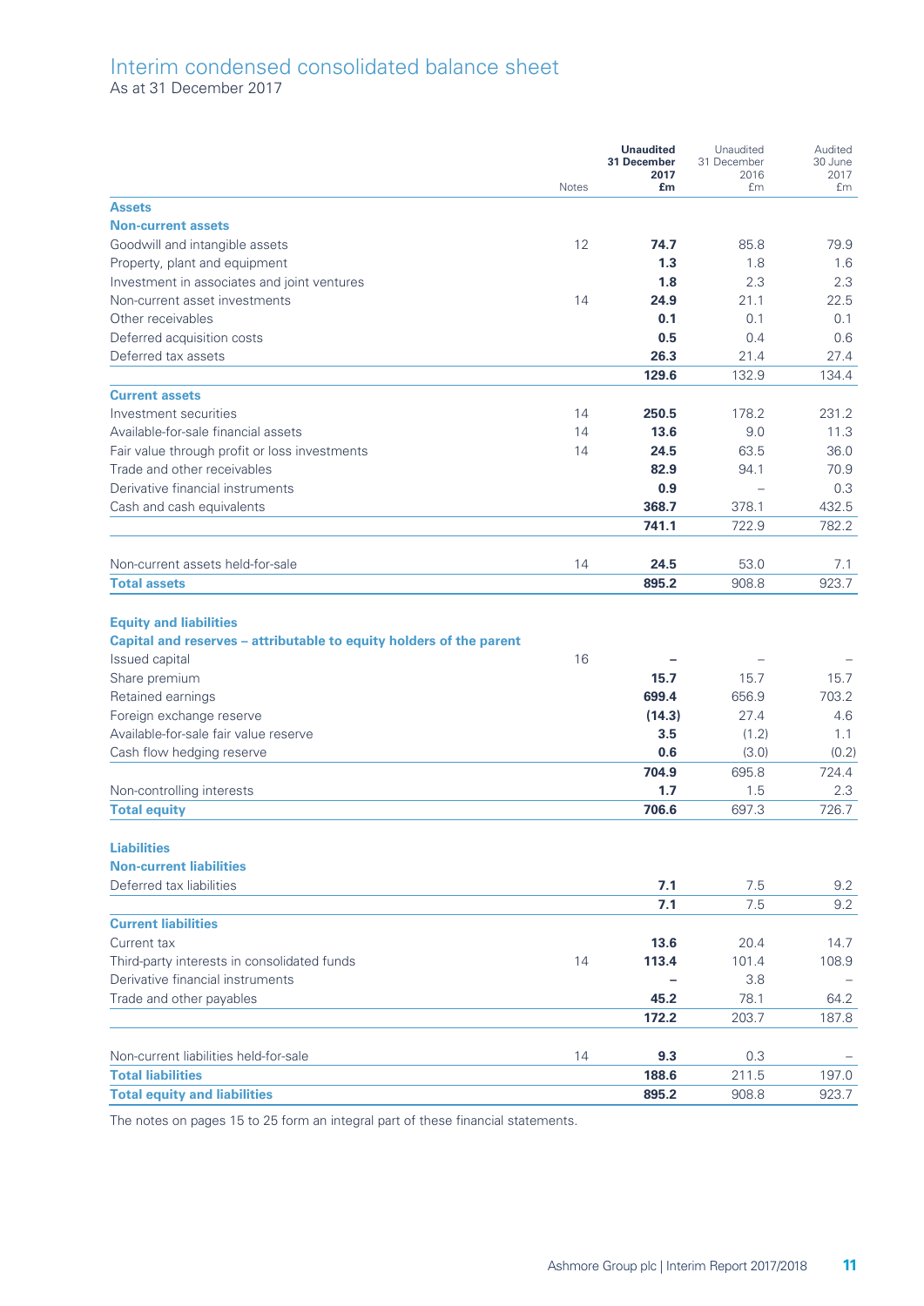# Interim condensed consolidated balance sheet

As at 31 December 2017

| | Notes | **Unaudited 31 December 2017 £m** | Unaudited 31 December 2016 £m | Audited 30 June 2017 £m |
|---|---|---|---|---|
| **Assets** | | | | |
| **Non-current assets** | | | | |
| Goodwill and intangible assets | 12 | **74.7** | 85.8 | 79.9 |
| Property, plant and equipment | | **1.3** | 1.8 | 1.6 |
| Investment in associates and joint ventures | | **1.8** | 2.3 | 2.3 |
| Non-current asset investments | 14 | **24.9** | 21.1 | 22.5 |
| Other receivables | | **0.1** | 0.1 | 0.1 |
| Deferred acquisition costs | | **0.5** | 0.4 | 0.6 |
| Deferred tax assets | | **26.3** | 21.4 | 27.4 |
| | | **129.6** | 132.9 | 134.4 |
| **Current assets** | | | | |
| Investment securities | 14 | **250.5** | 178.2 | 231.2 |
| Available-for-sale financial assets | 14 | **13.6** | 9.0 | 11.3 |
| Fair value through profit or loss investments | 14 | **24.5** | 63.5 | 36.0 |
| Trade and other receivables | | **82.9** | 94.1 | 70.9 |
| Derivative financial instruments | | **0.9** | – | 0.3 |
| Cash and cash equivalents | | **368.7** | 378.1 | 432.5 |
| | | **741.1** | 722.9 | 782.2 |
| Non-current assets held-for-sale | 14 | **24.5** | 53.0 | 7.1 |
| **Total assets** | | **895.2** | 908.8 | 923.7 |
| **Equity and liabilities** | | | | |
| **Capital and reserves – attributable to equity holders of the parent** | | | | |
| Issued capital | 16 | **–** | – | – |
| Share premium | | **15.7** | 15.7 | 15.7 |
| Retained earnings | | **699.4** | 656.9 | 703.2 |
| Foreign exchange reserve | | **(14.3)** | 27.4 | 4.6 |
| Available-for-sale fair value reserve | | **3.5** | (1.2) | 1.1 |
| Cash flow hedging reserve | | **0.6** | (3.0) | (0.2) |
| | | **704.9** | 695.8 | 724.4 |
| Non-controlling interests | | **1.7** | 1.5 | 2.3 |
| **Total equity** | | **706.6** | 697.3 | 726.7 |
| **Liabilities** | | | | |
| **Non-current liabilities** | | | | |
| Deferred tax liabilities | | **7.1** | 7.5 | 9.2 |
| | | **7.1** | 7.5 | 9.2 |
| **Current liabilities** | | | | |
| Current tax | | **13.6** | 20.4 | 14.7 |
| Third-party interests in consolidated funds | 14 | **113.4** | 101.4 | 108.9 |
| Derivative financial instruments | | **–** | 3.8 | – |
| Trade and other payables | | **45.2** | 78.1 | 64.2 |
| | | **172.2** | 203.7 | 187.8 |
| Non-current liabilities held-for-sale | 14 | **9.3** | 0.3 | – |
| **Total liabilities** | | **188.6** | 211.5 | 197.0 |
| **Total equity and liabilities** | | **895.2** | 908.8 | 923.7 |

The notes on pages 15 to 25 form an integral part of these financial statements.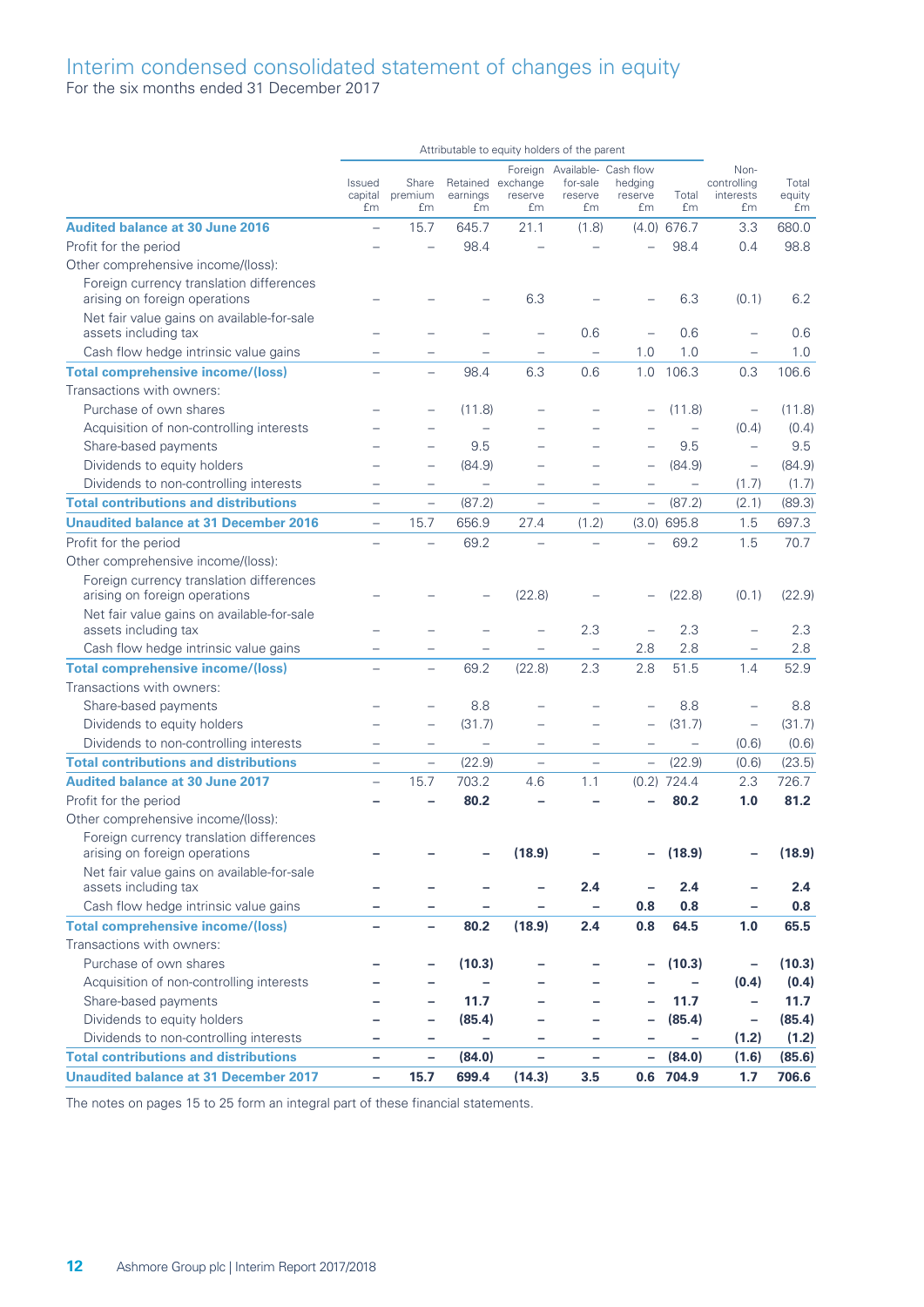# Interim condensed consolidated statement of changes in equity

For the six months ended 31 December 2017

| | Attributable to equity holders of the parent | | | | | | | | |
|---|---|---|---|---|---|---|---|---|---|
| | Issued capital £m | Share premium £m | Retained earnings £m | Foreign exchange reserve £m | Available-for-sale reserve £m | Cash flow hedging reserve £m | Total £m | Non-controlling interests £m | Total equity £m |
| **Audited balance at 30 June 2016** | – | 15.7 | 645.7 | 21.1 | (1.8) | (4.0) | 676.7 | 3.3 | 680.0 |
| Profit for the period | – | – | 98.4 | – | – | – | 98.4 | 0.4 | 98.8 |
| Other comprehensive income/(loss): | | | | | | | | | |
| Foreign currency translation differences arising on foreign operations | – | – | – | 6.3 | – | – | 6.3 | (0.1) | 6.2 |
| Net fair value gains on available-for-sale assets including tax | – | – | – | – | 0.6 | – | 0.6 | – | 0.6 |
| Cash flow hedge intrinsic value gains | – | – | – | – | – | 1.0 | 1.0 | – | 1.0 |
| **Total comprehensive income/(loss)** | – | – | 98.4 | 6.3 | 0.6 | 1.0 | 106.3 | 0.3 | 106.6 |
| Transactions with owners: | | | | | | | | | |
| Purchase of own shares | – | – | (11.8) | – | – | – | (11.8) | – | (11.8) |
| Acquisition of non-controlling interests | – | – | – | – | – | – | – | (0.4) | (0.4) |
| Share-based payments | – | – | 9.5 | – | – | – | 9.5 | – | 9.5 |
| Dividends to equity holders | – | – | (84.9) | – | – | – | (84.9) | – | (84.9) |
| Dividends to non-controlling interests | – | – | – | – | – | – | – | (1.7) | (1.7) |
| **Total contributions and distributions** | – | – | (87.2) | – | – | – | (87.2) | (2.1) | (89.3) |
| **Unaudited balance at 31 December 2016** | – | 15.7 | 656.9 | 27.4 | (1.2) | (3.0) | 695.8 | 1.5 | 697.3 |
| Profit for the period | – | – | 69.2 | – | – | – | 69.2 | 1.5 | 70.7 |
| Other comprehensive income/(loss): | | | | | | | | | |
| Foreign currency translation differences arising on foreign operations | – | – | – | (22.8) | – | – | (22.8) | (0.1) | (22.9) |
| Net fair value gains on available-for-sale assets including tax | – | – | – | – | 2.3 | – | 2.3 | – | 2.3 |
| Cash flow hedge intrinsic value gains | – | – | – | – | – | 2.8 | 2.8 | – | 2.8 |
| **Total comprehensive income/(loss)** | – | – | 69.2 | (22.8) | 2.3 | 2.8 | 51.5 | 1.4 | 52.9 |
| Transactions with owners: | | | | | | | | | |
| Share-based payments | – | – | 8.8 | – | – | – | 8.8 | – | 8.8 |
| Dividends to equity holders | – | – | (31.7) | – | – | – | (31.7) | – | (31.7) |
| Dividends to non-controlling interests | – | – | – | – | – | – | – | (0.6) | (0.6) |
| **Total contributions and distributions** | – | – | (22.9) | – | – | – | (22.9) | (0.6) | (23.5) |
| **Audited balance at 30 June 2017** | – | 15.7 | 703.2 | 4.6 | 1.1 | (0.2) | 724.4 | 2.3 | 726.7 |
| Profit for the period | **–** | **–** | **80.2** | **–** | **–** | **–** | **80.2** | **1.0** | **81.2** |
| Other comprehensive income/(loss): | | | | | | | | | |
| Foreign currency translation differences arising on foreign operations | **–** | **–** | **–** | **(18.9)** | **–** | **–** | **(18.9)** | **–** | **(18.9)** |
| Net fair value gains on available-for-sale assets including tax | **–** | **–** | **–** | **–** | **2.4** | **–** | **2.4** | **–** | **2.4** |
| Cash flow hedge intrinsic value gains | **–** | **–** | **–** | **–** | **–** | **0.8** | **0.8** | **–** | **0.8** |
| **Total comprehensive income/(loss)** | **–** | **–** | **80.2** | **(18.9)** | **2.4** | **0.8** | **64.5** | **1.0** | **65.5** |
| Transactions with owners: | | | | | | | | | |
| Purchase of own shares | **–** | **–** | **(10.3)** | **–** | **–** | **–** | **(10.3)** | **–** | **(10.3)** |
| Acquisition of non-controlling interests | **–** | **–** | **–** | **–** | **–** | **–** | **–** | **(0.4)** | **(0.4)** |
| Share-based payments | **–** | **–** | **11.7** | **–** | **–** | **–** | **11.7** | **–** | **11.7** |
| Dividends to equity holders | **–** | **–** | **(85.4)** | **–** | **–** | **–** | **(85.4)** | **–** | **(85.4)** |
| Dividends to non-controlling interests | **–** | **–** | **–** | **–** | **–** | **–** | **–** | **(1.2)** | **(1.2)** |
| **Total contributions and distributions** | **–** | **–** | **(84.0)** | **–** | **–** | **–** | **(84.0)** | **(1.6)** | **(85.6)** |
| **Unaudited balance at 31 December 2017** | **–** | **15.7** | **699.4** | **(14.3)** | **3.5** | **0.6** | **704.9** | **1.7** | **706.6** |

The notes on pages 15 to 25 form an integral part of these financial statements.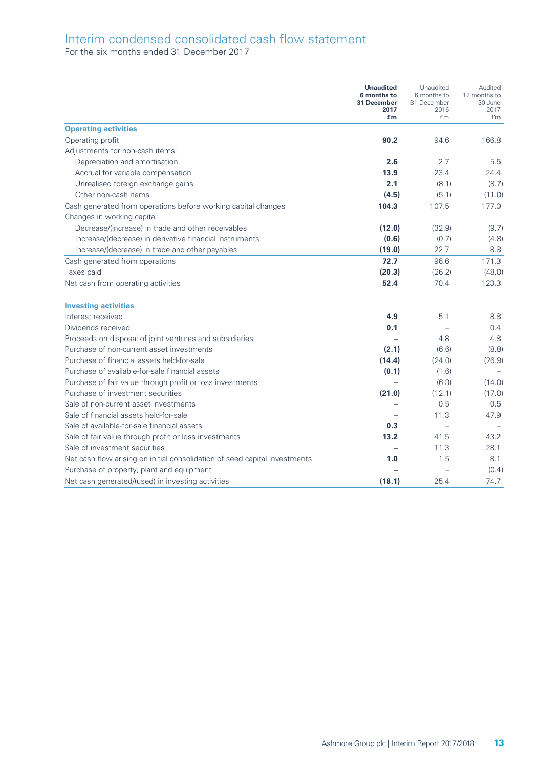# Interim condensed consolidated cash flow statement

For the six months ended 31 December 2017

| | **Unaudited 6 months to 31 December 2017 £m** | Unaudited 6 months to 31 December 2016 £m | Audited 12 months to 30 June 2017 £m |
|---|---|---|---|
| **Operating activities** | | | |
| Operating profit | **90.2** | 94.6 | 166.8 |
| Adjustments for non-cash items: | | | |
| Depreciation and amortisation | **2.6** | 2.7 | 5.5 |
| Accrual for variable compensation | **13.9** | 23.4 | 24.4 |
| Unrealised foreign exchange gains | **2.1** | (8.1) | (8.7) |
| Other non-cash items | **(4.5)** | (5.1) | (11.0) |
| Cash generated from operations before working capital changes | **104.3** | 107.5 | 177.0 |
| Changes in working capital: | | | |
| Decrease/(increase) in trade and other receivables | **(12.0)** | (32.9) | (9.7) |
| Increase/(decrease) in derivative financial instruments | **(0.6)** | (0.7) | (4.8) |
| Increase/(decrease) in trade and other payables | **(19.0)** | 22.7 | 8.8 |
| Cash generated from operations | **72.7** | 96.6 | 171.3 |
| Taxes paid | **(20.3)** | (26.2) | (48.0) |
| Net cash from operating activities | **52.4** | 70.4 | 123.3 |
| | | | |
| **Investing activities** | | | |
| Interest received | **4.9** | 5.1 | 8.8 |
| Dividends received | **0.1** | – | 0.4 |
| Proceeds on disposal of joint ventures and subsidiaries | **–** | 4.8 | 4.8 |
| Purchase of non-current asset investments | **(2.1)** | (6.6) | (8.8) |
| Purchase of financial assets held-for-sale | **(14.4)** | (24.0) | (26.9) |
| Purchase of available-for-sale financial assets | **(0.1)** | (1.6) | – |
| Purchase of fair value through profit or loss investments | **–** | (6.3) | (14.0) |
| Purchase of investment securities | **(21.0)** | (12.1) | (17.0) |
| Sale of non-current asset investments | **–** | 0.5 | 0.5 |
| Sale of financial assets held-for-sale | **–** | 11.3 | 47.9 |
| Sale of available-for-sale financial assets | **0.3** | – | – |
| Sale of fair value through profit or loss investments | **13.2** | 41.5 | 43.2 |
| Sale of investment securities | **–** | 11.3 | 28.1 |
| Net cash flow arising on initial consolidation of seed capital investments | **1.0** | 1.5 | 8.1 |
| Purchase of property, plant and equipment | **–** | – | (0.4) |
| Net cash generated/(used) in investing activities | **(18.1)** | 25.4 | 74.7 |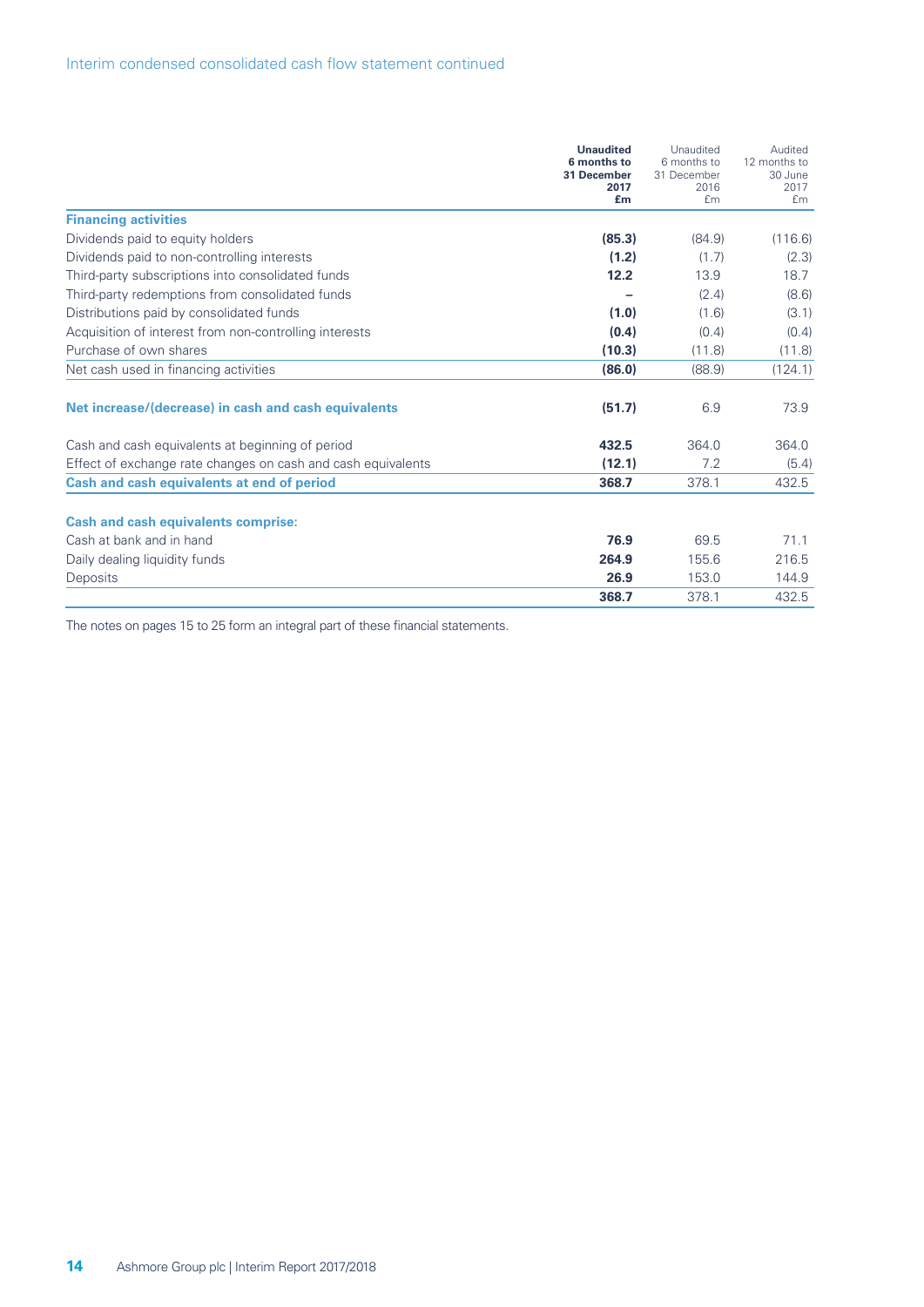## Interim condensed consolidated cash flow statement continued

| | **Unaudited 6 months to 31 December 2017 £m** | Unaudited 6 months to 31 December 2016 £m | Audited 12 months to 30 June 2017 £m |
|---|---|---|---|
| **Financing activities** | | | |
| Dividends paid to equity holders | **(85.3)** | (84.9) | (116.6) |
| Dividends paid to non-controlling interests | **(1.2)** | (1.7) | (2.3) |
| Third-party subscriptions into consolidated funds | **12.2** | 13.9 | 18.7 |
| Third-party redemptions from consolidated funds | **–** | (2.4) | (8.6) |
| Distributions paid by consolidated funds | **(1.0)** | (1.6) | (3.1) |
| Acquisition of interest from non-controlling interests | **(0.4)** | (0.4) | (0.4) |
| Purchase of own shares | **(10.3)** | (11.8) | (11.8) |
| Net cash used in financing activities | **(86.0)** | (88.9) | (124.1) |
| | | | |
| **Net increase/(decrease) in cash and cash equivalents** | **(51.7)** | 6.9 | 73.9 |
| | | | |
| Cash and cash equivalents at beginning of period | **432.5** | 364.0 | 364.0 |
| Effect of exchange rate changes on cash and cash equivalents | **(12.1)** | 7.2 | (5.4) |
| **Cash and cash equivalents at end of period** | **368.7** | 378.1 | 432.5 |
| | | | |
| **Cash and cash equivalents comprise:** | | | |
| Cash at bank and in hand | **76.9** | 69.5 | 71.1 |
| Daily dealing liquidity funds | **264.9** | 155.6 | 216.5 |
| Deposits | **26.9** | 153.0 | 144.9 |
| | **368.7** | 378.1 | 432.5 |

The notes on pages 15 to 25 form an integral part of these financial statements.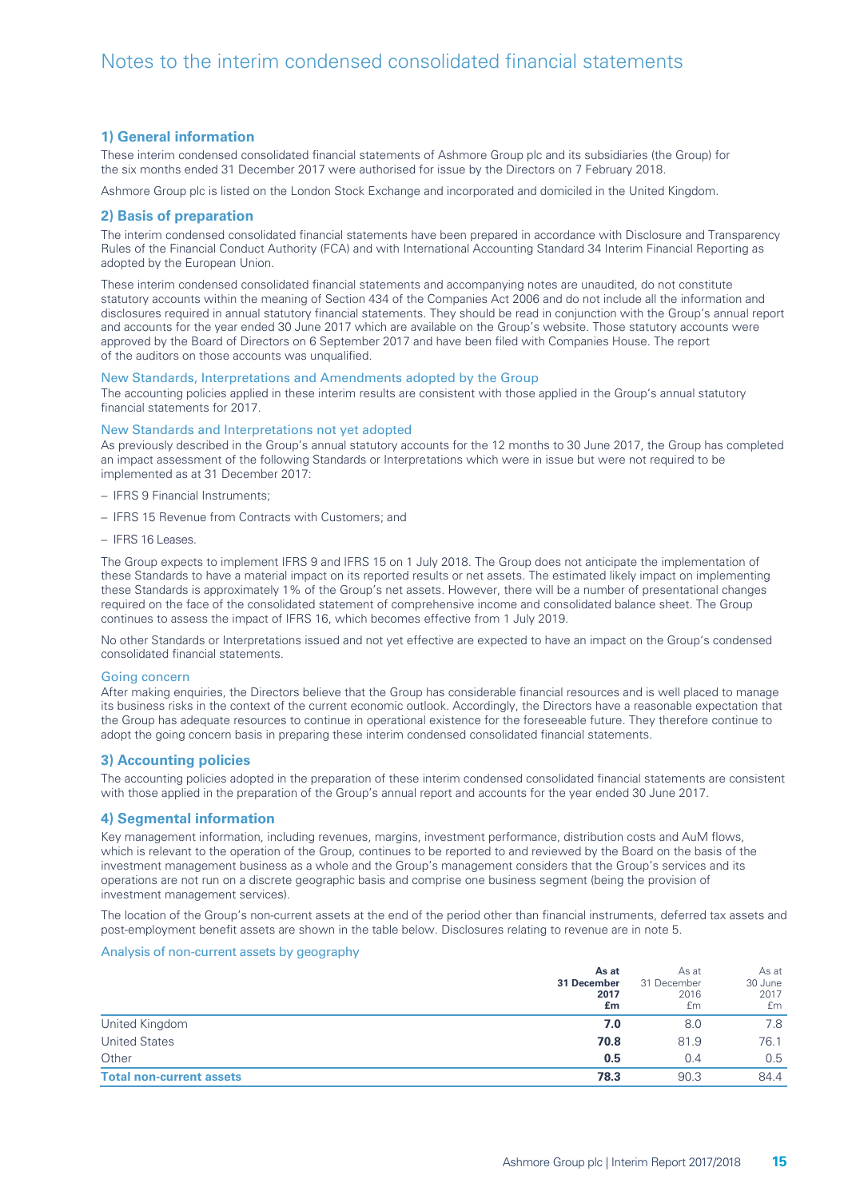# Notes to the interim condensed consolidated financial statements

## 1) General information

These interim condensed consolidated financial statements of Ashmore Group plc and its subsidiaries (the Group) for the six months ended 31 December 2017 were authorised for issue by the Directors on 7 February 2018.

Ashmore Group plc is listed on the London Stock Exchange and incorporated and domiciled in the United Kingdom.

## 2) Basis of preparation

The interim condensed consolidated financial statements have been prepared in accordance with Disclosure and Transparency Rules of the Financial Conduct Authority (FCA) and with International Accounting Standard 34 Interim Financial Reporting as adopted by the European Union.

These interim condensed consolidated financial statements and accompanying notes are unaudited, do not constitute statutory accounts within the meaning of Section 434 of the Companies Act 2006 and do not include all the information and disclosures required in annual statutory financial statements. They should be read in conjunction with the Group's annual report and accounts for the year ended 30 June 2017 which are available on the Group's website. Those statutory accounts were approved by the Board of Directors on 6 September 2017 and have been filed with Companies House. The report of the auditors on those accounts was unqualified.

### New Standards, Interpretations and Amendments adopted by the Group

The accounting policies applied in these interim results are consistent with those applied in the Group's annual statutory financial statements for 2017.

### New Standards and Interpretations not yet adopted

As previously described in the Group's annual statutory accounts for the 12 months to 30 June 2017, the Group has completed an impact assessment of the following Standards or Interpretations which were in issue but were not required to be implemented as at 31 December 2017:

- IFRS 9 Financial Instruments;
- IFRS 15 Revenue from Contracts with Customers; and
- IFRS 16 Leases.

The Group expects to implement IFRS 9 and IFRS 15 on 1 July 2018. The Group does not anticipate the implementation of these Standards to have a material impact on its reported results or net assets. The estimated likely impact on implementing these Standards is approximately 1% of the Group's net assets. However, there will be a number of presentational changes required on the face of the consolidated statement of comprehensive income and consolidated balance sheet. The Group continues to assess the impact of IFRS 16, which becomes effective from 1 July 2019.

No other Standards or Interpretations issued and not yet effective are expected to have an impact on the Group's condensed consolidated financial statements.

### Going concern

After making enquiries, the Directors believe that the Group has considerable financial resources and is well placed to manage its business risks in the context of the current economic outlook. Accordingly, the Directors have a reasonable expectation that the Group has adequate resources to continue in operational existence for the foreseeable future. They therefore continue to adopt the going concern basis in preparing these interim condensed consolidated financial statements.

## 3) Accounting policies

The accounting policies adopted in the preparation of these interim condensed consolidated financial statements are consistent with those applied in the preparation of the Group's annual report and accounts for the year ended 30 June 2017.

## 4) Segmental information

Key management information, including revenues, margins, investment performance, distribution costs and AuM flows, which is relevant to the operation of the Group, continues to be reported to and reviewed by the Board on the basis of the investment management business as a whole and the Group's management considers that the Group's services and its operations are not run on a discrete geographic basis and comprise one business segment (being the provision of investment management services).

The location of the Group's non-current assets at the end of the period other than financial instruments, deferred tax assets and post-employment benefit assets are shown in the table below. Disclosures relating to revenue are in note 5.

### Analysis of non-current assets by geography

| | **As at 31 December 2017 £m** | As at 31 December 2016 £m | As at 30 June 2017 £m |
|---|---|---|---|
| United Kingdom | **7.0** | 8.0 | 7.8 |
| United States | **70.8** | 81.9 | 76.1 |
| Other | **0.5** | 0.4 | 0.5 |
| **Total non-current assets** | **78.3** | 90.3 | 84.4 |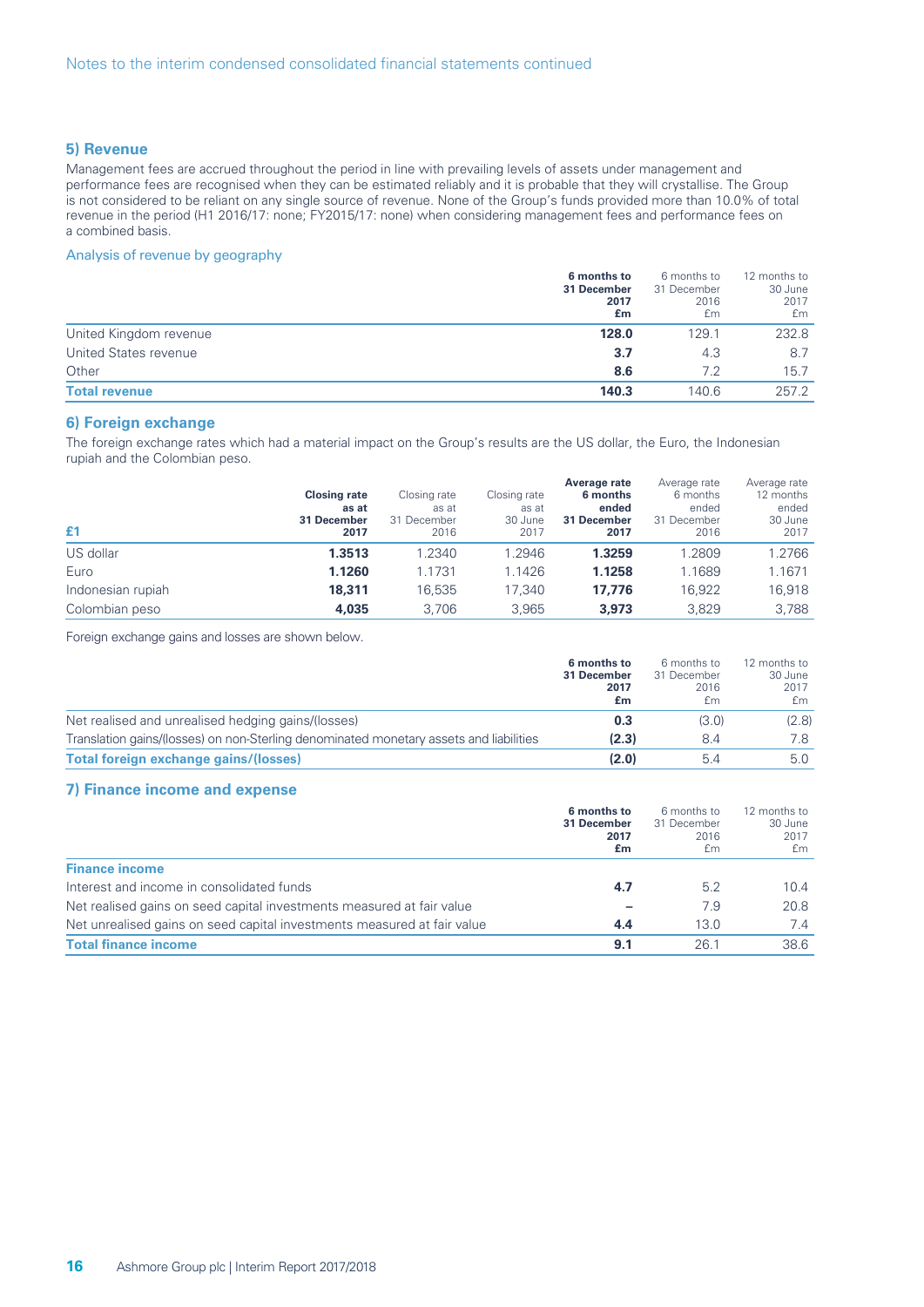## 5) Revenue

Management fees are accrued throughout the period in line with prevailing levels of assets under management and performance fees are recognised when they can be estimated reliably and it is probable that they will crystallise. The Group is not considered to be reliant on any single source of revenue. None of the Group's funds provided more than 10.0% of total revenue in the period (H1 2016/17: none; FY2015/17: none) when considering management fees and performance fees on a combined basis.

### Analysis of revenue by geography

| | **6 months to 31 December 2017 £m** | 6 months to 31 December 2016 £m | 12 months to 30 June 2017 £m |
|---|---|---|---|
| United Kingdom revenue | **128.0** | 129.1 | 232.8 |
| United States revenue | **3.7** | 4.3 | 8.7 |
| Other | **8.6** | 7.2 | 15.7 |
| **Total revenue** | **140.3** | 140.6 | 257.2 |

## 6) Foreign exchange

The foreign exchange rates which had a material impact on the Group's results are the US dollar, the Euro, the Indonesian rupiah and the Colombian peso.

| £1 | **Closing rate as at 31 December 2017** | Closing rate as at 31 December 2016 | Closing rate as at 30 June 2017 | **Average rate 6 months ended 31 December 2017** | Average rate 6 months ended 31 December 2016 | Average rate 12 months ended 30 June 2017 |
|---|---|---|---|---|---|---|
| US dollar | **1.3513** | 1.2340 | 1.2946 | **1.3259** | 1.2809 | 1.2766 |
| Euro | **1.1260** | 1.1731 | 1.1426 | **1.1258** | 1.1689 | 1.1671 |
| Indonesian rupiah | **18,311** | 16,535 | 17,340 | **17,776** | 16,922 | 16,918 |
| Colombian peso | **4,035** | 3,706 | 3,965 | **3,973** | 3,829 | 3,788 |

Foreign exchange gains and losses are shown below.

| | **6 months to 31 December 2017 £m** | 6 months to 31 December 2016 £m | 12 months to 30 June 2017 £m |
|---|---|---|---|
| Net realised and unrealised hedging gains/(losses) | **0.3** | (3.0) | (2.8) |
| Translation gains/(losses) on non-Sterling denominated monetary assets and liabilities | **(2.3)** | 8.4 | 7.8 |
| **Total foreign exchange gains/(losses)** | **(2.0)** | 5.4 | 5.0 |

## 7) Finance income and expense

| | **6 months to 31 December 2017 £m** | 6 months to 31 December 2016 £m | 12 months to 30 June 2017 £m |
|---|---|---|---|
| **Finance income** | | | |
| Interest and income in consolidated funds | **4.7** | 5.2 | 10.4 |
| Net realised gains on seed capital investments measured at fair value | **–** | 7.9 | 20.8 |
| Net unrealised gains on seed capital investments measured at fair value | **4.4** | 13.0 | 7.4 |
| **Total finance income** | **9.1** | 26.1 | 38.6 |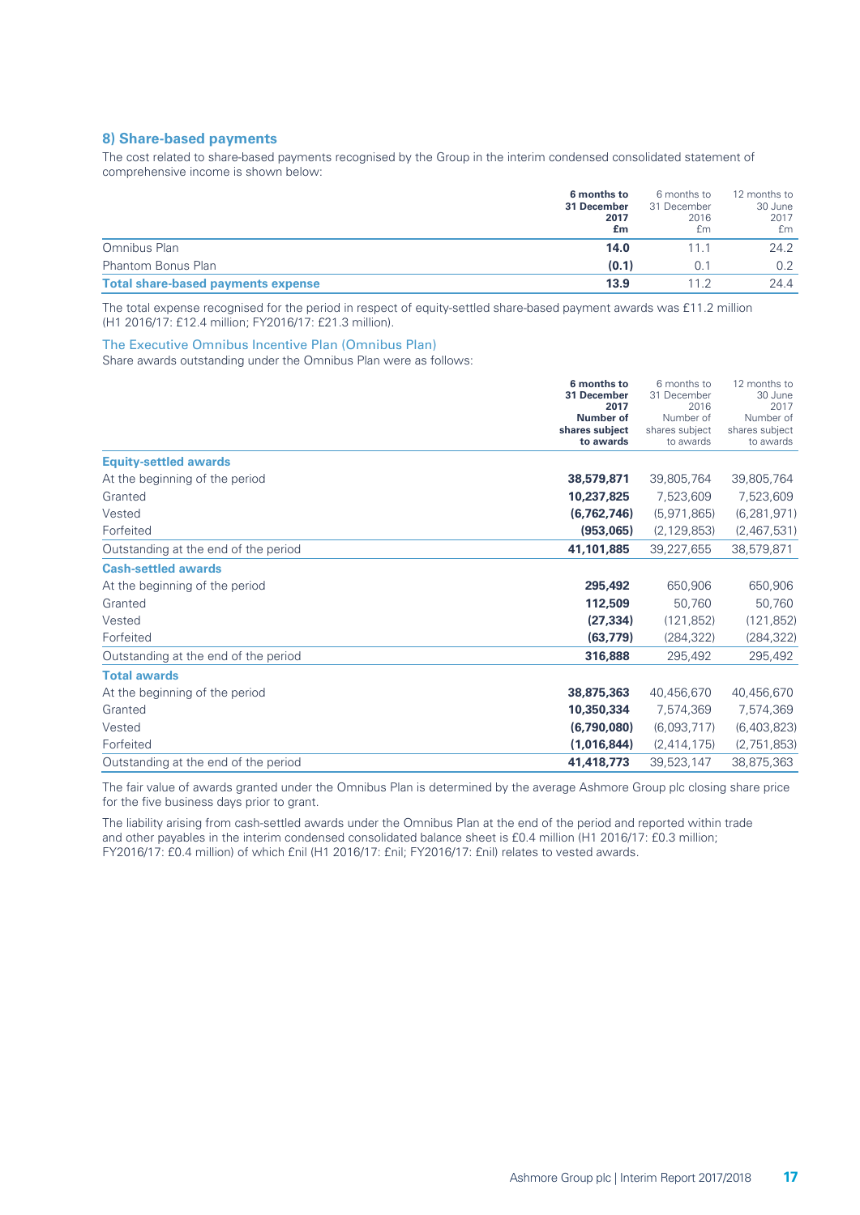## 8) Share-based payments

The cost related to share-based payments recognised by the Group in the interim condensed consolidated statement of comprehensive income is shown below:

| | **6 months to 31 December 2017 £m** | 6 months to 31 December 2016 £m | 12 months to 30 June 2017 £m |
|---|---|---|---|
| Omnibus Plan | **14.0** | 11.1 | 24.2 |
| Phantom Bonus Plan | **(0.1)** | 0.1 | 0.2 |
| **Total share-based payments expense** | **13.9** | 11.2 | 24.4 |

The total expense recognised for the period in respect of equity-settled share-based payment awards was £11.2 million (H1 2016/17: £12.4 million; FY2016/17: £21.3 million).

### The Executive Omnibus Incentive Plan (Omnibus Plan)

Share awards outstanding under the Omnibus Plan were as follows:

| | **6 months to 31 December 2017 Number of shares subject to awards** | 6 months to 31 December 2016 Number of shares subject to awards | 12 months to 30 June 2017 Number of shares subject to awards |
|---|---|---|---|
| **Equity-settled awards** | | | |
| At the beginning of the period | **38,579,871** | 39,805,764 | 39,805,764 |
| Granted | **10,237,825** | 7,523,609 | 7,523,609 |
| Vested | **(6,762,746)** | (5,971,865) | (6,281,971) |
| Forfeited | **(953,065)** | (2,129,853) | (2,467,531) |
| Outstanding at the end of the period | **41,101,885** | 39,227,655 | 38,579,871 |
| **Cash-settled awards** | | | |
| At the beginning of the period | **295,492** | 650,906 | 650,906 |
| Granted | **112,509** | 50,760 | 50,760 |
| Vested | **(27,334)** | (121,852) | (121,852) |
| Forfeited | **(63,779)** | (284,322) | (284,322) |
| Outstanding at the end of the period | **316,888** | 295,492 | 295,492 |
| **Total awards** | | | |
| At the beginning of the period | **38,875,363** | 40,456,670 | 40,456,670 |
| Granted | **10,350,334** | 7,574,369 | 7,574,369 |
| Vested | **(6,790,080)** | (6,093,717) | (6,403,823) |
| Forfeited | **(1,016,844)** | (2,414,175) | (2,751,853) |
| Outstanding at the end of the period | **41,418,773** | 39,523,147 | 38,875,363 |

The fair value of awards granted under the Omnibus Plan is determined by the average Ashmore Group plc closing share price for the five business days prior to grant.

The liability arising from cash-settled awards under the Omnibus Plan at the end of the period and reported within trade and other payables in the interim condensed consolidated balance sheet is £0.4 million (H1 2016/17: £0.3 million; FY2016/17: £0.4 million) of which £nil (H1 2016/17: £nil; FY2016/17: £nil) relates to vested awards.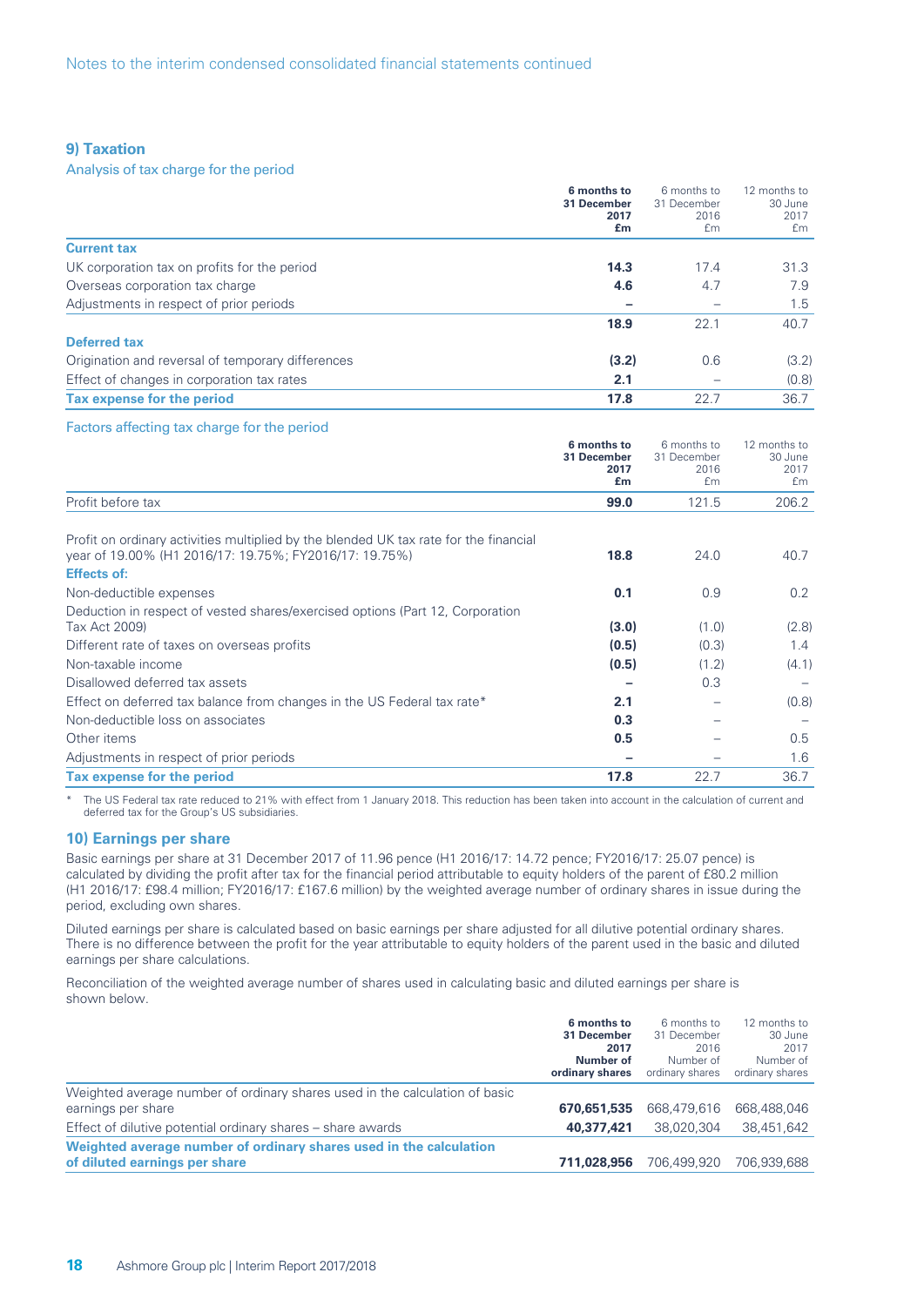## 9) Taxation

### Analysis of tax charge for the period

| | **6 months to 31 December 2017 £m** | 6 months to 31 December 2016 £m | 12 months to 30 June 2017 £m |
|---|---|---|---|
| **Current tax** | | | |
| UK corporation tax on profits for the period | **14.3** | 17.4 | 31.3 |
| Overseas corporation tax charge | **4.6** | 4.7 | 7.9 |
| Adjustments in respect of prior periods | **–** | – | 1.5 |
| | **18.9** | 22.1 | 40.7 |
| **Deferred tax** | | | |
| Origination and reversal of temporary differences | **(3.2)** | 0.6 | (3.2) |
| Effect of changes in corporation tax rates | **2.1** | – | (0.8) |
| **Tax expense for the period** | **17.8** | 22.7 | 36.7 |

### Factors affecting tax charge for the period

| | **6 months to 31 December 2017 £m** | 6 months to 31 December 2016 £m | 12 months to 30 June 2017 £m |
|---|---|---|---|
| Profit before tax | **99.0** | 121.5 | 206.2 |
| Profit on ordinary activities multiplied by the blended UK tax rate for the financial year of 19.00% (H1 2016/17: 19.75%; FY2016/17: 19.75%) | **18.8** | 24.0 | 40.7 |
| **Effects of:** | | | |
| Non-deductible expenses | **0.1** | 0.9 | 0.2 |
| Deduction in respect of vested shares/exercised options (Part 12, Corporation Tax Act 2009) | **(3.0)** | (1.0) | (2.8) |
| Different rate of taxes on overseas profits | **(0.5)** | (0.3) | 1.4 |
| Non-taxable income | **(0.5)** | (1.2) | (4.1) |
| Disallowed deferred tax assets | **–** | 0.3 | – |
| Effect on deferred tax balance from changes in the US Federal tax rate* | **2.1** | – | (0.8) |
| Non-deductible loss on associates | **0.3** | – | – |
| Other items | **0.5** | – | 0.5 |
| Adjustments in respect of prior periods | **–** | – | 1.6 |
| **Tax expense for the period** | **17.8** | 22.7 | 36.7 |

\* The US Federal tax rate reduced to 21% with effect from 1 January 2018. This reduction has been taken into account in the calculation of current and deferred tax for the Group's US subsidiaries.

## 10) Earnings per share

Basic earnings per share at 31 December 2017 of 11.96 pence (H1 2016/17: 14.72 pence; FY2016/17: 25.07 pence) is calculated by dividing the profit after tax for the financial period attributable to equity holders of the parent of £80.2 million (H1 2016/17: £98.4 million; FY2016/17: £167.6 million) by the weighted average number of ordinary shares in issue during the period, excluding own shares.

Diluted earnings per share is calculated based on basic earnings per share adjusted for all dilutive potential ordinary shares. There is no difference between the profit for the year attributable to equity holders of the parent used in the basic and diluted earnings per share calculations.

Reconciliation of the weighted average number of shares used in calculating basic and diluted earnings per share is shown below.

| | **6 months to 31 December 2017 Number of ordinary shares** | 6 months to 31 December 2016 Number of ordinary shares | 12 months to 30 June 2017 Number of ordinary shares |
|---|---|---|---|
| Weighted average number of ordinary shares used in the calculation of basic earnings per share | **670,651,535** | 668,479,616 | 668,488,046 |
| Effect of dilutive potential ordinary shares – share awards | **40,377,421** | 38,020,304 | 38,451,642 |
| **Weighted average number of ordinary shares used in the calculation of diluted earnings per share** | **711,028,956** | 706,499,920 | 706,939,688 |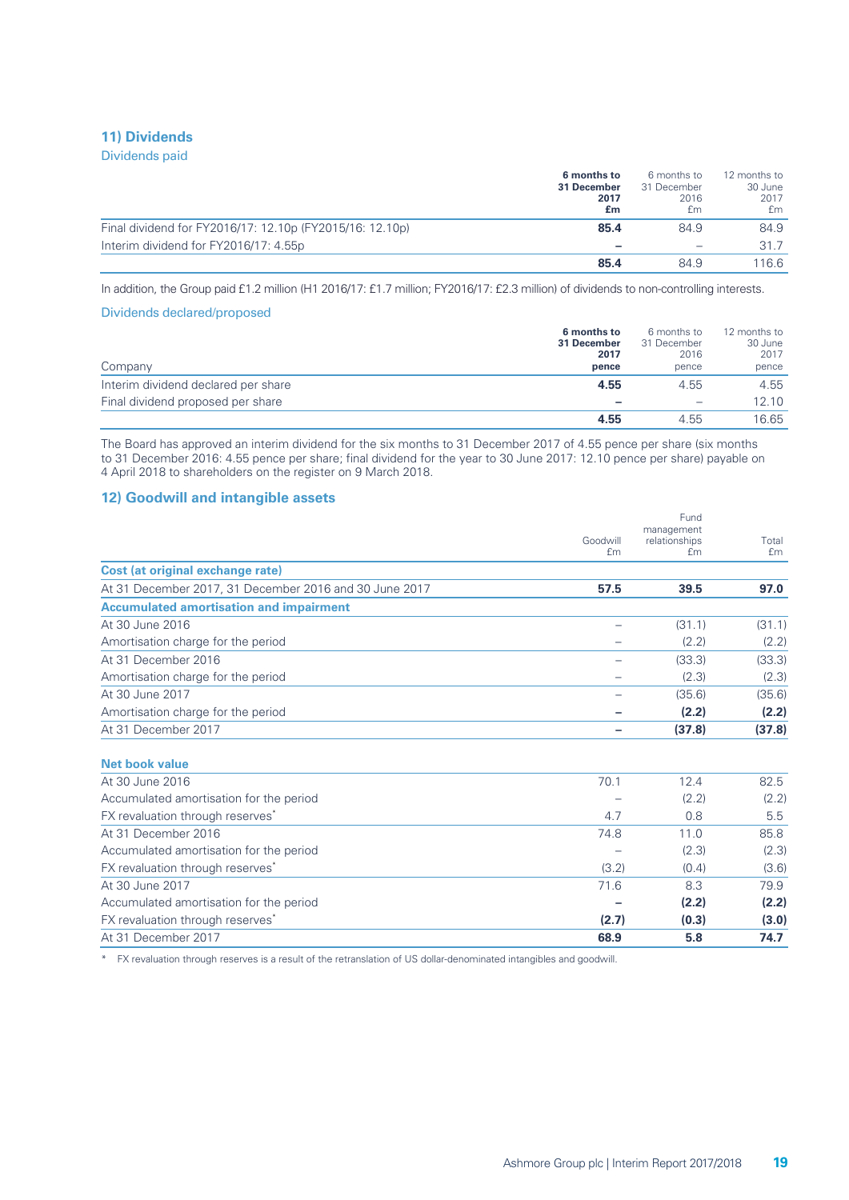## 11) Dividends

### Dividends paid

| | **6 months to 31 December 2017 £m** | 6 months to 31 December 2016 £m | 12 months to 30 June 2017 £m |
|---|---|---|---|
| Final dividend for FY2016/17: 12.10p (FY2015/16: 12.10p) | **85.4** | 84.9 | 84.9 |
| Interim dividend for FY2016/17: 4.55p | **–** | – | 31.7 |
| | **85.4** | 84.9 | 116.6 |

In addition, the Group paid £1.2 million (H1 2016/17: £1.7 million; FY2016/17: £2.3 million) of dividends to non-controlling interests.

### Dividends declared/proposed

| Company | **6 months to 31 December 2017 pence** | 6 months to 31 December 2016 pence | 12 months to 30 June 2017 pence |
|---|---|---|---|
| Interim dividend declared per share | **4.55** | 4.55 | 4.55 |
| Final dividend proposed per share | **–** | – | 12.10 |
| | **4.55** | 4.55 | 16.65 |

The Board has approved an interim dividend for the six months to 31 December 2017 of 4.55 pence per share (six months to 31 December 2016: 4.55 pence per share; final dividend for the year to 30 June 2017: 12.10 pence per share) payable on 4 April 2018 to shareholders on the register on 9 March 2018.

## 12) Goodwill and intangible assets

| | Goodwill £m | Fund management relationships £m | Total £m |
|---|---|---|---|
| **Cost (at original exchange rate)** | | | |
| At 31 December 2017, 31 December 2016 and 30 June 2017 | **57.5** | **39.5** | **97.0** |
| **Accumulated amortisation and impairment** | | | |
| At 30 June 2016 | – | (31.1) | (31.1) |
| Amortisation charge for the period | – | (2.2) | (2.2) |
| At 31 December 2016 | – | (33.3) | (33.3) |
| Amortisation charge for the period | – | (2.3) | (2.3) |
| At 30 June 2017 | – | (35.6) | (35.6) |
| Amortisation charge for the period | **–** | **(2.2)** | **(2.2)** |
| At 31 December 2017 | **–** | **(37.8)** | **(37.8)** |
| | | | |
| **Net book value** | | | |
| At 30 June 2016 | 70.1 | 12.4 | 82.5 |
| Accumulated amortisation for the period | – | (2.2) | (2.2) |
| FX revaluation through reserves* | 4.7 | 0.8 | 5.5 |
| At 31 December 2016 | 74.8 | 11.0 | 85.8 |
| Accumulated amortisation for the period | – | (2.3) | (2.3) |
| FX revaluation through reserves* | (3.2) | (0.4) | (3.6) |
| At 30 June 2017 | 71.6 | 8.3 | 79.9 |
| Accumulated amortisation for the period | **–** | **(2.2)** | **(2.2)** |
| FX revaluation through reserves* | **(2.7)** | **(0.3)** | **(3.0)** |
| At 31 December 2017 | **68.9** | **5.8** | **74.7** |

\* FX revaluation through reserves is a result of the retranslation of US dollar-denominated intangibles and goodwill.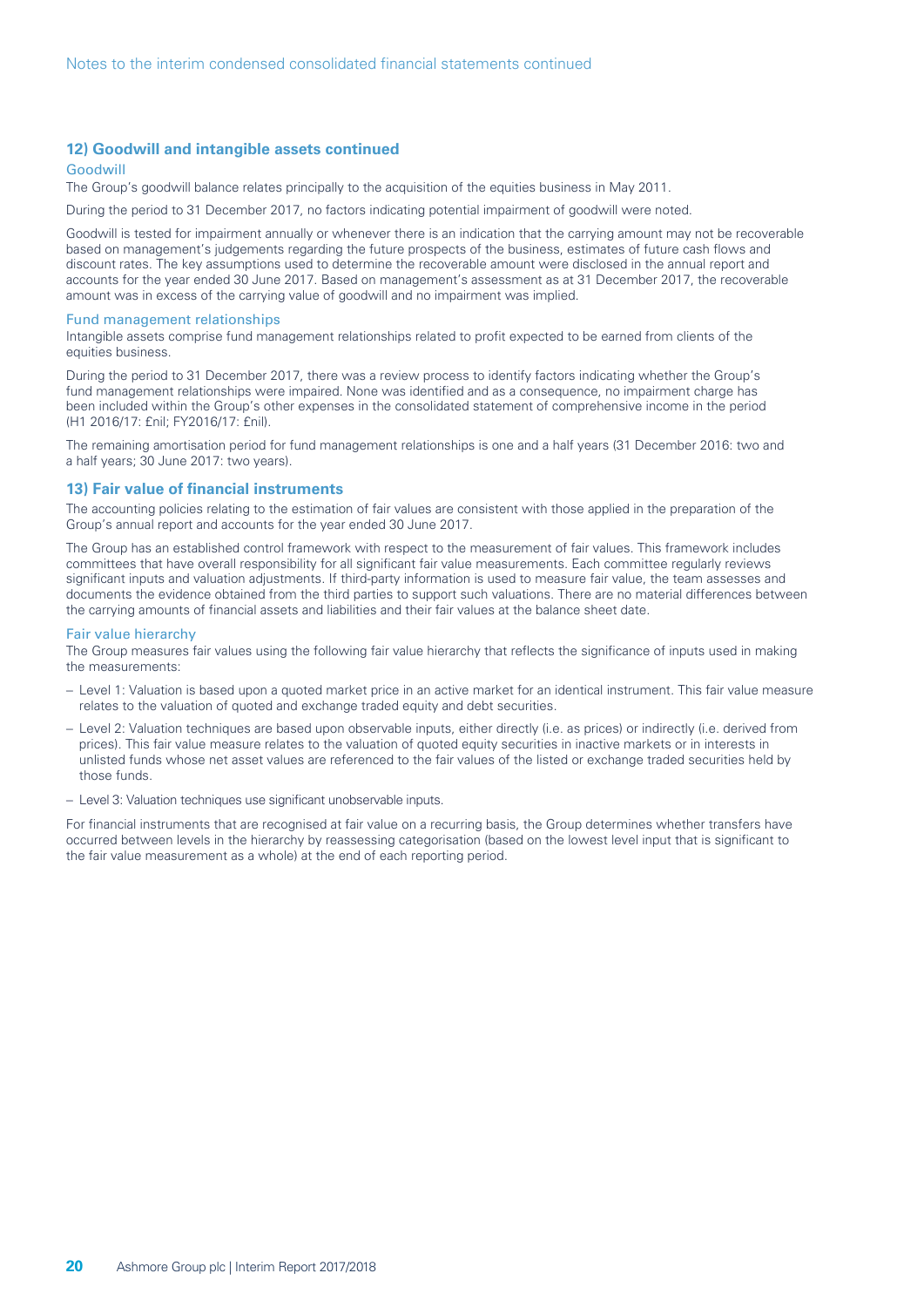## 12) Goodwill and intangible assets continued

### Goodwill

The Group's goodwill balance relates principally to the acquisition of the equities business in May 2011.

During the period to 31 December 2017, no factors indicating potential impairment of goodwill were noted.

Goodwill is tested for impairment annually or whenever there is an indication that the carrying amount may not be recoverable based on management's judgements regarding the future prospects of the business, estimates of future cash flows and discount rates. The key assumptions used to determine the recoverable amount were disclosed in the annual report and accounts for the year ended 30 June 2017. Based on management's assessment as at 31 December 2017, the recoverable amount was in excess of the carrying value of goodwill and no impairment was implied.

### Fund management relationships

Intangible assets comprise fund management relationships related to profit expected to be earned from clients of the equities business.

During the period to 31 December 2017, there was a review process to identify factors indicating whether the Group's fund management relationships were impaired. None was identified and as a consequence, no impairment charge has been included within the Group's other expenses in the consolidated statement of comprehensive income in the period (H1 2016/17: £nil; FY2016/17: £nil).

The remaining amortisation period for fund management relationships is one and a half years (31 December 2016: two and a half years; 30 June 2017: two years).

## 13) Fair value of financial instruments

The accounting policies relating to the estimation of fair values are consistent with those applied in the preparation of the Group's annual report and accounts for the year ended 30 June 2017.

The Group has an established control framework with respect to the measurement of fair values. This framework includes committees that have overall responsibility for all significant fair value measurements. Each committee regularly reviews significant inputs and valuation adjustments. If third-party information is used to measure fair value, the team assesses and documents the evidence obtained from the third parties to support such valuations. There are no material differences between the carrying amounts of financial assets and liabilities and their fair values at the balance sheet date.

### Fair value hierarchy

The Group measures fair values using the following fair value hierarchy that reflects the significance of inputs used in making the measurements:

- Level 1: Valuation is based upon a quoted market price in an active market for an identical instrument. This fair value measure relates to the valuation of quoted and exchange traded equity and debt securities.
- Level 2: Valuation techniques are based upon observable inputs, either directly (i.e. as prices) or indirectly (i.e. derived from prices). This fair value measure relates to the valuation of quoted equity securities in inactive markets or in interests in unlisted funds whose net asset values are referenced to the fair values of the listed or exchange traded securities held by those funds.
- Level 3: Valuation techniques use significant unobservable inputs.

For financial instruments that are recognised at fair value on a recurring basis, the Group determines whether transfers have occurred between levels in the hierarchy by reassessing categorisation (based on the lowest level input that is significant to the fair value measurement as a whole) at the end of each reporting period.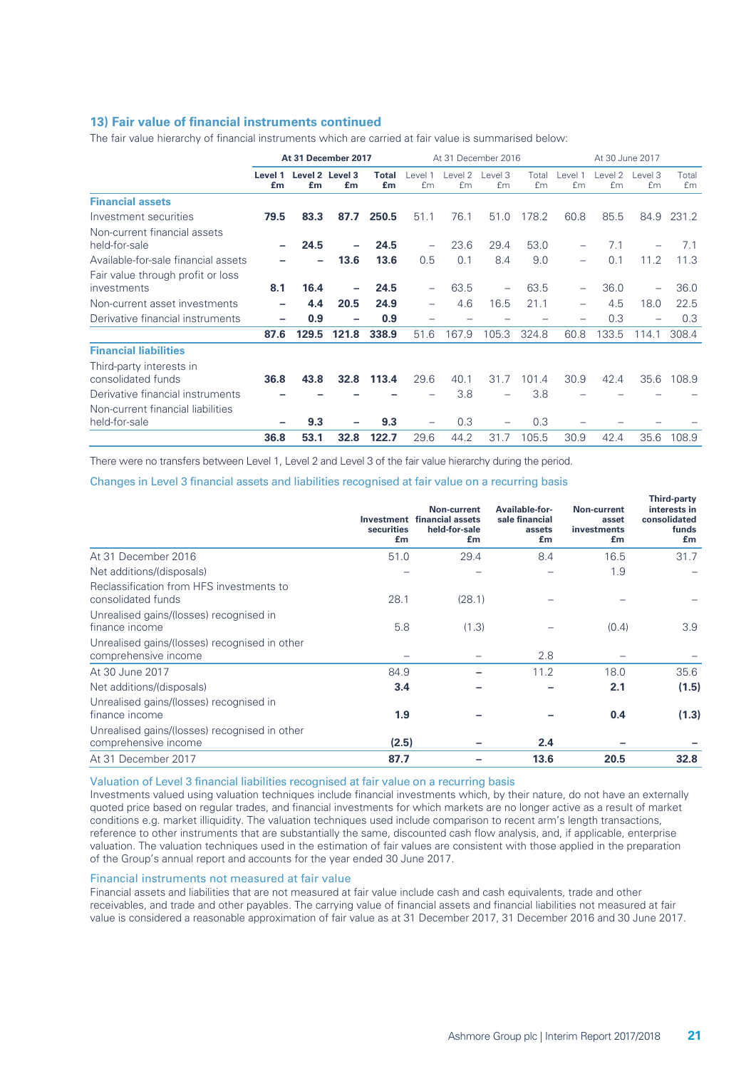## 13) Fair value of financial instruments continued

The fair value hierarchy of financial instruments which are carried at fair value is summarised below:

| | At 31 December 2017 | | | | At 31 December 2016 | | | | At 30 June 2017 | | | |
|---|---|---|---|---|---|---|---|---|---|---|---|---|
| | **Level 1 £m** | **Level 2 £m** | **Level 3 £m** | **Total £m** | Level 1 £m | Level 2 £m | Level 3 £m | Total £m | Level 1 £m | Level 2 £m | Level 3 £m | Total £m |
| **Financial assets** | | | | | | | | | | | | |
| Investment securities | **79.5** | **83.3** | **87.7** | **250.5** | 51.1 | 76.1 | 51.0 | 178.2 | 60.8 | 85.5 | 84.9 | 231.2 |
| Non-current financial assets held-for-sale | **–** | **24.5** | **–** | **24.5** | – | 23.6 | 29.4 | 53.0 | – | 7.1 | – | 7.1 |
| Available-for-sale financial assets | **–** | **–** | **13.6** | **13.6** | 0.5 | 0.1 | 8.4 | 9.0 | – | 0.1 | 11.2 | 11.3 |
| Fair value through profit or loss investments | **8.1** | **16.4** | **–** | **24.5** | – | 63.5 | – | 63.5 | – | 36.0 | – | 36.0 |
| Non-current asset investments | **–** | **4.4** | **20.5** | **24.9** | – | 4.6 | 16.5 | 21.1 | – | 4.5 | 18.0 | 22.5 |
| Derivative financial instruments | **–** | **0.9** | **–** | **0.9** | – | – | – | – | – | 0.3 | – | 0.3 |
| | **87.6** | **129.5** | **121.8** | **338.9** | 51.6 | 167.9 | 105.3 | 324.8 | 60.8 | 133.5 | 114.1 | 308.4 |
| **Financial liabilities** | | | | | | | | | | | | |
| Third-party interests in consolidated funds | **36.8** | **43.8** | **32.8** | **113.4** | 29.6 | 40.1 | 31.7 | 101.4 | 30.9 | 42.4 | 35.6 | 108.9 |
| Derivative financial instruments | **–** | **–** | **–** | **–** | – | 3.8 | – | 3.8 | – | – | – | – |
| Non-current financial liabilities held-for-sale | **–** | **9.3** | **–** | **9.3** | – | 0.3 | – | 0.3 | – | – | – | – |
| | **36.8** | **53.1** | **32.8** | **122.7** | 29.6 | 44.2 | 31.7 | 105.5 | 30.9 | 42.4 | 35.6 | 108.9 |

There were no transfers between Level 1, Level 2 and Level 3 of the fair value hierarchy during the period.

### Changes in Level 3 financial assets and liabilities recognised at fair value on a recurring basis

| | Investment securities £m | Non-current financial assets held-for-sale £m | Available-for-sale financial assets £m | Non-current asset investments £m | Third-party interests in consolidated funds £m |
|---|---|---|---|---|---|
| At 31 December 2016 | 51.0 | 29.4 | 8.4 | 16.5 | 31.7 |
| Net additions/(disposals) | – | – | – | 1.9 | – |
| Reclassification from HFS investments to consolidated funds | 28.1 | (28.1) | – | – | – |
| Unrealised gains/(losses) recognised in finance income | 5.8 | (1.3) | – | (0.4) | 3.9 |
| Unrealised gains/(losses) recognised in other comprehensive income | – | – | 2.8 | – | – |
| At 30 June 2017 | 84.9 | – | 11.2 | 18.0 | 35.6 |
| Net additions/(disposals) | **3.4** | **–** | **–** | **2.1** | **(1.5)** |
| Unrealised gains/(losses) recognised in finance income | **1.9** | **–** | **–** | **0.4** | **(1.3)** |
| Unrealised gains/(losses) recognised in other comprehensive income | **(2.5)** | **–** | **2.4** | **–** | **–** |
| At 31 December 2017 | **87.7** | **–** | **13.6** | **20.5** | **32.8** |

### Valuation of Level 3 financial liabilities recognised at fair value on a recurring basis

Investments valued using valuation techniques include financial investments which, by their nature, do not have an externally quoted price based on regular trades, and financial investments for which markets are no longer active as a result of market conditions e.g. market illiquidity. The valuation techniques used include comparison to recent arm's length transactions, reference to other instruments that are substantially the same, discounted cash flow analysis, and, if applicable, enterprise valuation. The valuation techniques used in the estimation of fair values are consistent with those applied in the preparation of the Group's annual report and accounts for the year ended 30 June 2017.

### Financial instruments not measured at fair value

Financial assets and liabilities that are not measured at fair value include cash and cash equivalents, trade and other receivables, and trade and other payables. The carrying value of financial assets and financial liabilities not measured at fair value is considered a reasonable approximation of fair value as at 31 December 2017, 31 December 2016 and 30 June 2017.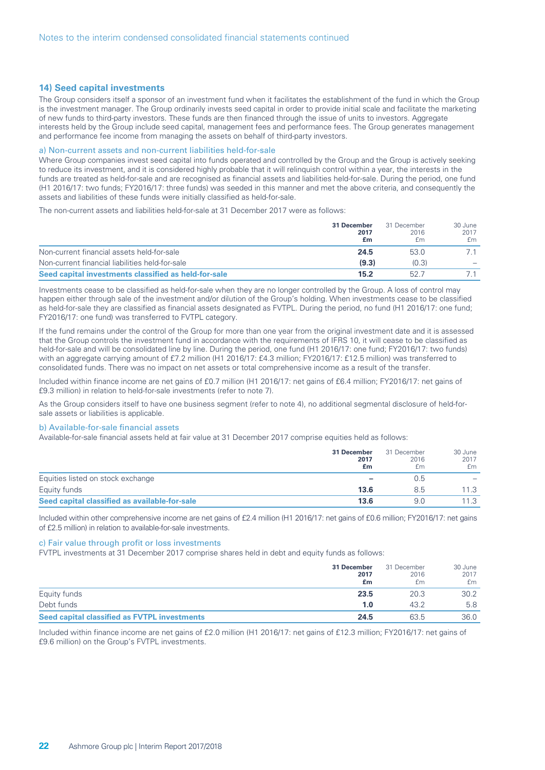## 14) Seed capital investments

The Group considers itself a sponsor of an investment fund when it facilitates the establishment of the fund in which the Group is the investment manager. The Group ordinarily invests seed capital in order to provide initial scale and facilitate the marketing of new funds to third-party investors. These funds are then financed through the issue of units to investors. Aggregate interests held by the Group include seed capital, management fees and performance fees. The Group generates management and performance fee income from managing the assets on behalf of third-party investors.

### a) Non-current assets and non-current liabilities held-for-sale

Where Group companies invest seed capital into funds operated and controlled by the Group and the Group is actively seeking to reduce its investment, and it is considered highly probable that it will relinquish control within a year, the interests in the funds are treated as held-for-sale and are recognised as financial assets and liabilities held-for-sale. During the period, one fund (H1 2016/17: two funds; FY2016/17: three funds) was seeded in this manner and met the above criteria, and consequently the assets and liabilities of these funds were initially classified as held-for-sale.

The non-current assets and liabilities held-for-sale at 31 December 2017 were as follows:

| | **31 December 2017 £m** | 31 December 2016 £m | 30 June 2017 £m |
|---|---|---|---|
| Non-current financial assets held-for-sale | **24.5** | 53.0 | 7.1 |
| Non-current financial liabilities held-for-sale | **(9.3)** | (0.3) | – |
| **Seed capital investments classified as held-for-sale** | **15.2** | 52.7 | 7.1 |

Investments cease to be classified as held-for-sale when they are no longer controlled by the Group. A loss of control may happen either through sale of the investment and/or dilution of the Group's holding. When investments cease to be classified as held-for-sale they are classified as financial assets designated as FVTPL. During the period, no fund (H1 2016/17: one fund; FY2016/17: one fund) was transferred to FVTPL category.

If the fund remains under the control of the Group for more than one year from the original investment date and it is assessed that the Group controls the investment fund in accordance with the requirements of IFRS 10, it will cease to be classified as held-for-sale and will be consolidated line by line. During the period, one fund (H1 2016/17: one fund; FY2016/17: two funds) with an aggregate carrying amount of £7.2 million (H1 2016/17: £4.3 million; FY2016/17: £12.5 million) was transferred to consolidated funds. There was no impact on net assets or total comprehensive income as a result of the transfer.

Included within finance income are net gains of £0.7 million (H1 2016/17: net gains of £6.4 million; FY2016/17: net gains of £9.3 million) in relation to held-for-sale investments (refer to note 7).

As the Group considers itself to have one business segment (refer to note 4), no additional segmental disclosure of held-for-sale assets or liabilities is applicable.

### b) Available-for-sale financial assets

Available-for-sale financial assets held at fair value at 31 December 2017 comprise equities held as follows:

| | **31 December 2017 £m** | 31 December 2016 £m | 30 June 2017 £m |
|---|---|---|---|
| Equities listed on stock exchange | **–** | 0.5 | – |
| Equity funds | **13.6** | 8.5 | 11.3 |
| **Seed capital classified as available-for-sale** | **13.6** | 9.0 | 11.3 |

Included within other comprehensive income are net gains of £2.4 million (H1 2016/17: net gains of £0.6 million; FY2016/17: net gains of £2.5 million) in relation to available-for-sale investments.

### c) Fair value through profit or loss investments

FVTPL investments at 31 December 2017 comprise shares held in debt and equity funds as follows:

| | **31 December 2017 £m** | 31 December 2016 £m | 30 June 2017 £m |
|---|---|---|---|
| Equity funds | **23.5** | 20.3 | 30.2 |
| Debt funds | **1.0** | 43.2 | 5.8 |
| **Seed capital classified as FVTPL investments** | **24.5** | 63.5 | 36.0 |

Included within finance income are net gains of £2.0 million (H1 2016/17: net gains of £12.3 million; FY2016/17: net gains of £9.6 million) on the Group's FVTPL investments.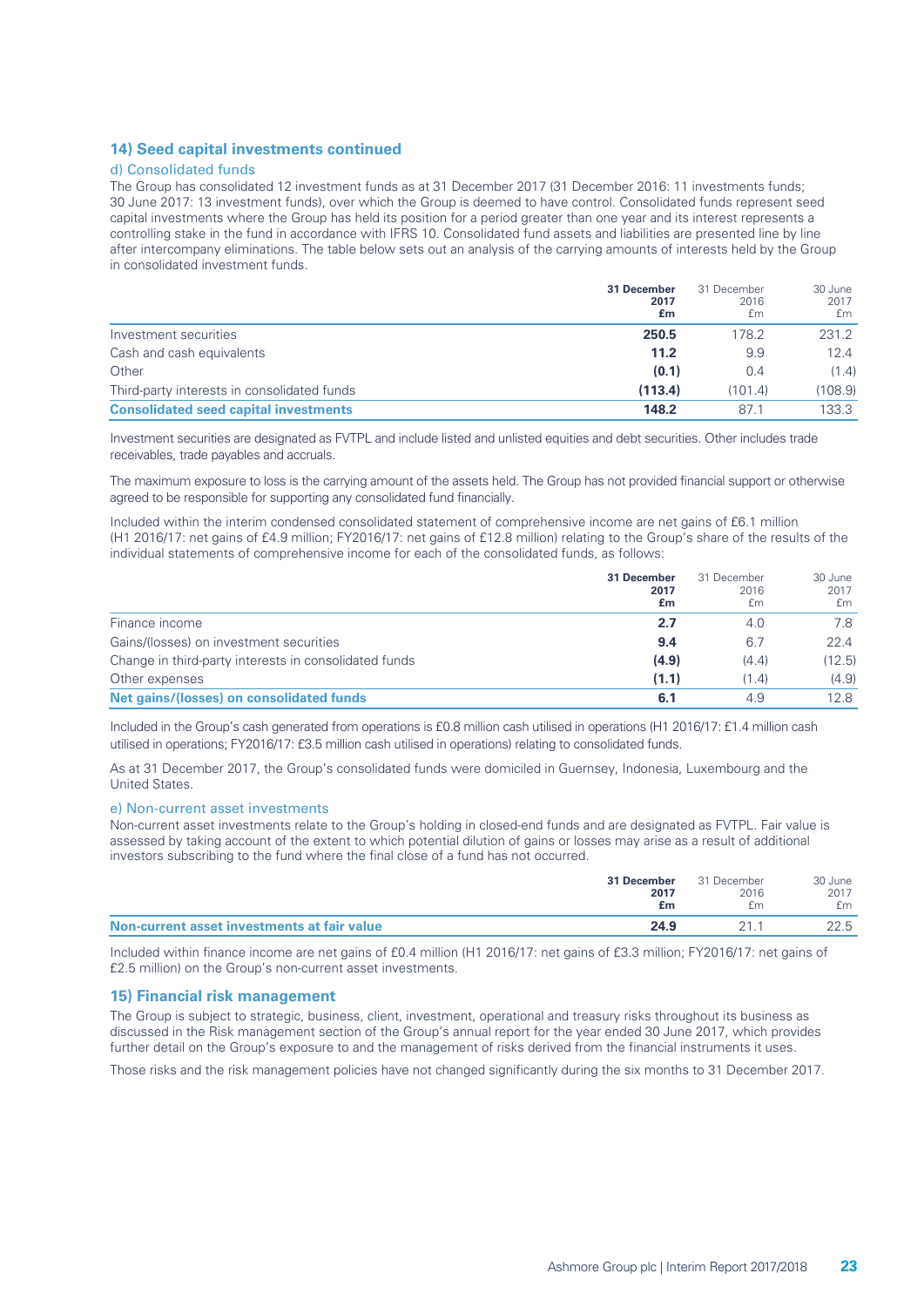## 14) Seed capital investments continued

### d) Consolidated funds

The Group has consolidated 12 investment funds as at 31 December 2017 (31 December 2016: 11 investments funds; 30 June 2017: 13 investment funds), over which the Group is deemed to have control. Consolidated funds represent seed capital investments where the Group has held its position for a period greater than one year and its interest represents a controlling stake in the fund in accordance with IFRS 10. Consolidated fund assets and liabilities are presented line by line after intercompany eliminations. The table below sets out an analysis of the carrying amounts of interests held by the Group in consolidated investment funds.

| | **31 December 2017 £m** | 31 December 2016 £m | 30 June 2017 £m |
|---|---|---|---|
| Investment securities | **250.5** | 178.2 | 231.2 |
| Cash and cash equivalents | **11.2** | 9.9 | 12.4 |
| Other | **(0.1)** | 0.4 | (1.4) |
| Third-party interests in consolidated funds | **(113.4)** | (101.4) | (108.9) |
| **Consolidated seed capital investments** | **148.2** | 87.1 | 133.3 |

Investment securities are designated as FVTPL and include listed and unlisted equities and debt securities. Other includes trade receivables, trade payables and accruals.

The maximum exposure to loss is the carrying amount of the assets held. The Group has not provided financial support or otherwise agreed to be responsible for supporting any consolidated fund financially.

Included within the interim condensed consolidated statement of comprehensive income are net gains of £6.1 million (H1 2016/17: net gains of £4.9 million; FY2016/17: net gains of £12.8 million) relating to the Group's share of the results of the individual statements of comprehensive income for each of the consolidated funds, as follows:

| | **31 December 2017 £m** | 31 December 2016 £m | 30 June 2017 £m |
|---|---|---|---|
| Finance income | **2.7** | 4.0 | 7.8 |
| Gains/(losses) on investment securities | **9.4** | 6.7 | 22.4 |
| Change in third-party interests in consolidated funds | **(4.9)** | (4.4) | (12.5) |
| Other expenses | **(1.1)** | (1.4) | (4.9) |
| **Net gains/(losses) on consolidated funds** | **6.1** | 4.9 | 12.8 |

Included in the Group's cash generated from operations is £0.8 million cash utilised in operations (H1 2016/17: £1.4 million cash utilised in operations; FY2016/17: £3.5 million cash utilised in operations) relating to consolidated funds.

As at 31 December 2017, the Group's consolidated funds were domiciled in Guernsey, Indonesia, Luxembourg and the United States.

### e) Non-current asset investments

Non-current asset investments relate to the Group's holding in closed-end funds and are designated as FVTPL. Fair value is assessed by taking account of the extent to which potential dilution of gains or losses may arise as a result of additional investors subscribing to the fund where the final close of a fund has not occurred.

| | **31 December 2017 £m** | 31 December 2016 £m | 30 June 2017 £m |
|---|---|---|---|
| **Non-current asset investments at fair value** | **24.9** | 21.1 | 22.5 |

Included within finance income are net gains of £0.4 million (H1 2016/17: net gains of £3.3 million; FY2016/17: net gains of £2.5 million) on the Group's non-current asset investments.

## 15) Financial risk management

The Group is subject to strategic, business, client, investment, operational and treasury risks throughout its business as discussed in the Risk management section of the Group's annual report for the year ended 30 June 2017, which provides further detail on the Group's exposure to and the management of risks derived from the financial instruments it uses.

Those risks and the risk management policies have not changed significantly during the six months to 31 December 2017.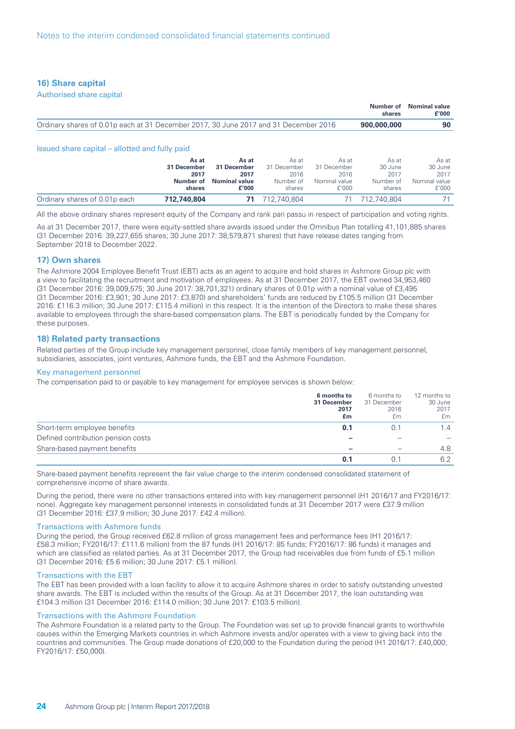## 16) Share capital

### Authorised share capital

| | Number of shares | Nominal value £'000 |
|---|---|---|
| Ordinary shares of 0.01p each at 31 December 2017, 30 June 2017 and 31 December 2016 | **900,000,000** | **90** |

### Issued share capital – allotted and fully paid

| | **As at 31 December 2017 Number of shares** | **As at 31 December 2017 Nominal value £'000** | As at 31 December 2016 Number of shares | As at 31 December 2016 Nominal value £'000 | As at 30 June 2017 Number of shares | As at 30 June 2017 Nominal value £'000 |
|---|---|---|---|---|---|---|
| Ordinary shares of 0.01p each | **712,740,804** | **71** | 712,740,804 | 71 | 712,740,804 | 71 |

All the above ordinary shares represent equity of the Company and rank pari passu in respect of participation and voting rights.

As at 31 December 2017, there were equity-settled share awards issued under the Omnibus Plan totalling 41,101,885 shares (31 December 2016: 39,227,655 shares; 30 June 2017: 38,579,871 shares) that have release dates ranging from September 2018 to December 2022.

## 17) Own shares

The Ashmore 2004 Employee Benefit Trust (EBT) acts as an agent to acquire and hold shares in Ashmore Group plc with a view to facilitating the recruitment and motivation of employees. As at 31 December 2017, the EBT owned 34,953,460 (31 December 2016: 39,009,575; 30 June 2017: 38,701,321) ordinary shares of 0.01p with a nominal value of £3,495 (31 December 2016: £3,901; 30 June 2017: £3,870) and shareholders' funds are reduced by £105.5 million (31 December 2016: £116.3 million; 30 June 2017: £115.4 million) in this respect. It is the intention of the Directors to make these shares available to employees through the share-based compensation plans. The EBT is periodically funded by the Company for these purposes.

## 18) Related party transactions

Related parties of the Group include key management personnel, close family members of key management personnel, subsidiaries, associates, joint ventures, Ashmore funds, the EBT and the Ashmore Foundation.

### Key management personnel

The compensation paid to or payable to key management for employee services is shown below:

| | **6 months to 31 December 2017 £m** | 6 months to 31 December 2016 £m | 12 months to 30 June 2017 £m |
|---|---|---|---|
| Short-term employee benefits | **0.1** | 0.1 | 1.4 |
| Defined contribution pension costs | **–** | – | – |
| Share-based payment benefits | **–** | – | 4.8 |
| | **0.1** | 0.1 | 6.2 |

Share-based payment benefits represent the fair value charge to the interim condensed consolidated statement of comprehensive income of share awards.

During the period, there were no other transactions entered into with key management personnel (H1 2016/17 and FY2016/17: none). Aggregate key management personnel interests in consolidated funds at 31 December 2017 were £37.9 million (31 December 2016: £37.9 million; 30 June 2017: £42.4 million).

### Transactions with Ashmore funds

During the period, the Group received £62.8 million of gross management fees and performance fees (H1 2016/17: £58.3 million; FY2016/17: £111.6 million) from the 87 funds (H1 2016/17: 85 funds; FY2016/17: 86 funds) it manages and which are classified as related parties. As at 31 December 2017, the Group had receivables due from funds of £5.1 million (31 December 2016: £5.6 million; 30 June 2017: £5.1 million).

### Transactions with the EBT

The EBT has been provided with a loan facility to allow it to acquire Ashmore shares in order to satisfy outstanding unvested share awards. The EBT is included within the results of the Group. As at 31 December 2017, the loan outstanding was £104.3 million (31 December 2016: £114.0 million; 30 June 2017: £103.5 million).

### Transactions with the Ashmore Foundation

The Ashmore Foundation is a related party to the Group. The Foundation was set up to provide financial grants to worthwhile causes within the Emerging Markets countries in which Ashmore invests and/or operates with a view to giving back into the countries and communities. The Group made donations of £20,000 to the Foundation during the period (H1 2016/17: £40,000; FY2016/17: £50,000).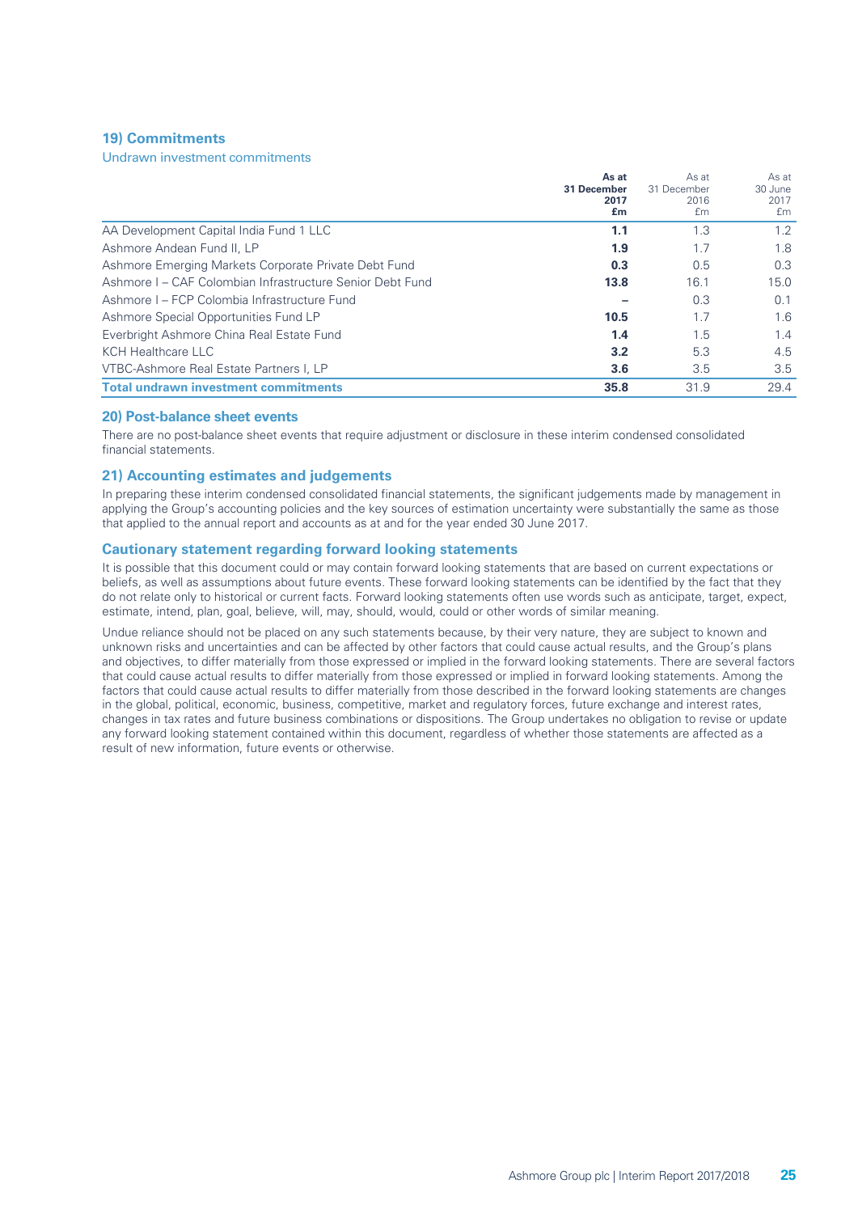## 19) Commitments

### Undrawn investment commitments

| | **As at 31 December 2017 £m** | As at 31 December 2016 £m | As at 30 June 2017 £m |
|---|---|---|---|
| AA Development Capital India Fund 1 LLC | **1.1** | 1.3 | 1.2 |
| Ashmore Andean Fund II, LP | **1.9** | 1.7 | 1.8 |
| Ashmore Emerging Markets Corporate Private Debt Fund | **0.3** | 0.5 | 0.3 |
| Ashmore I – CAF Colombian Infrastructure Senior Debt Fund | **13.8** | 16.1 | 15.0 |
| Ashmore I – FCP Colombia Infrastructure Fund | **–** | 0.3 | 0.1 |
| Ashmore Special Opportunities Fund LP | **10.5** | 1.7 | 1.6 |
| Everbright Ashmore China Real Estate Fund | **1.4** | 1.5 | 1.4 |
| KCH Healthcare LLC | **3.2** | 5.3 | 4.5 |
| VTBC-Ashmore Real Estate Partners I, LP | **3.6** | 3.5 | 3.5 |
| **Total undrawn investment commitments** | **35.8** | 31.9 | 29.4 |

## 20) Post-balance sheet events

There are no post-balance sheet events that require adjustment or disclosure in these interim condensed consolidated financial statements.

## 21) Accounting estimates and judgements

In preparing these interim condensed consolidated financial statements, the significant judgements made by management in applying the Group's accounting policies and the key sources of estimation uncertainty were substantially the same as those that applied to the annual report and accounts as at and for the year ended 30 June 2017.

## Cautionary statement regarding forward looking statements

It is possible that this document could or may contain forward looking statements that are based on current expectations or beliefs, as well as assumptions about future events. These forward looking statements can be identified by the fact that they do not relate only to historical or current facts. Forward looking statements often use words such as anticipate, target, expect, estimate, intend, plan, goal, believe, will, may, should, would, could or other words of similar meaning.

Undue reliance should not be placed on any such statements because, by their very nature, they are subject to known and unknown risks and uncertainties and can be affected by other factors that could cause actual results, and the Group's plans and objectives, to differ materially from those expressed or implied in the forward looking statements. There are several factors that could cause actual results to differ materially from those expressed or implied in forward looking statements. Among the factors that could cause actual results to differ materially from those described in the forward looking statements are changes in the global, political, economic, business, competitive, market and regulatory forces, future exchange and interest rates, changes in tax rates and future business combinations or dispositions. The Group undertakes no obligation to revise or update any forward looking statement contained within this document, regardless of whether those statements are affected as a result of new information, future events or otherwise.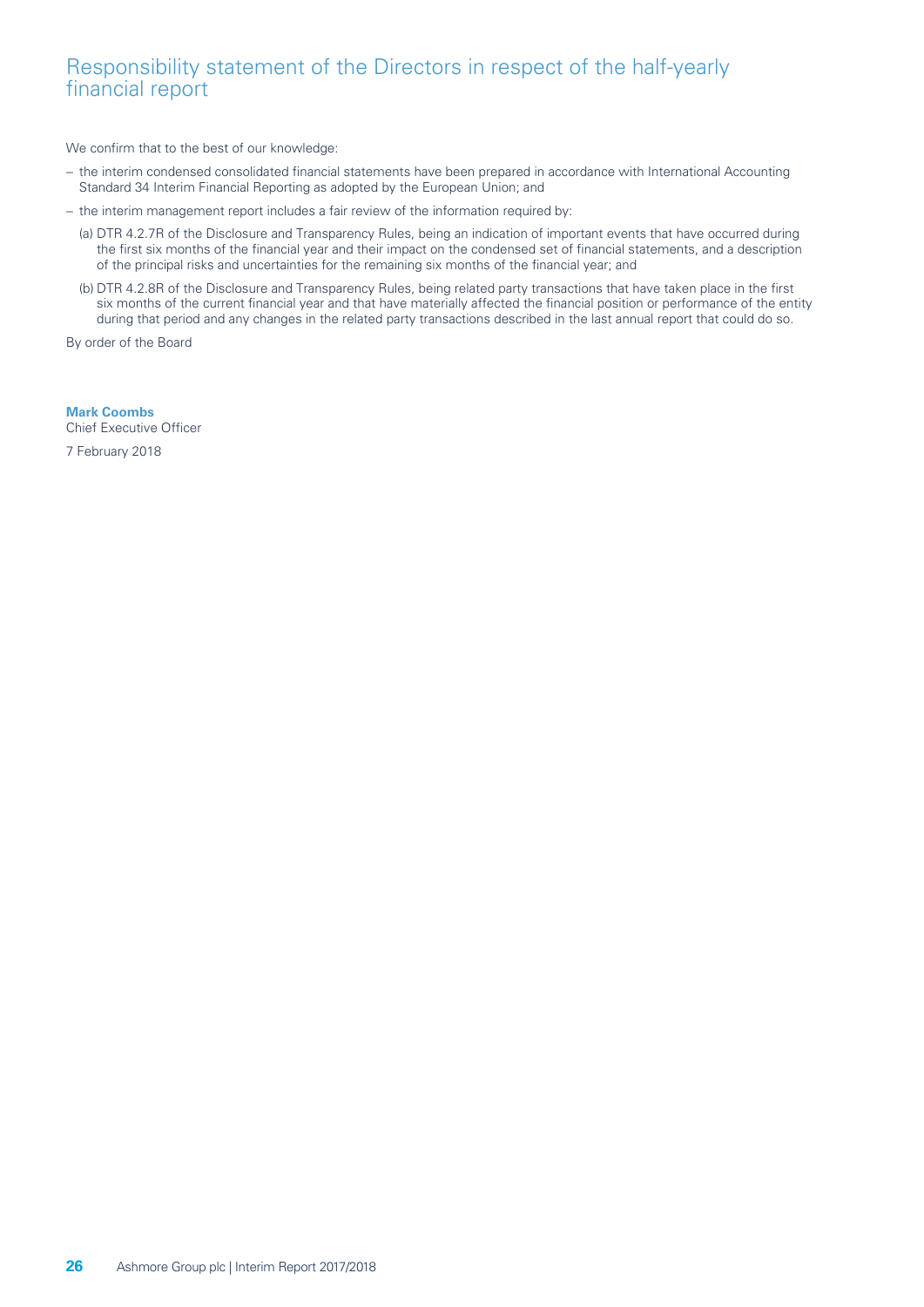# Responsibility statement of the Directors in respect of the half-yearly financial report

We confirm that to the best of our knowledge:

- the interim condensed consolidated financial statements have been prepared in accordance with International Accounting Standard 34 Interim Financial Reporting as adopted by the European Union; and
- the interim management report includes a fair review of the information required by:
  - (a) DTR 4.2.7R of the Disclosure and Transparency Rules, being an indication of important events that have occurred during the first six months of the financial year and their impact on the condensed set of financial statements, and a description of the principal risks and uncertainties for the remaining six months of the financial year; and
  - (b) DTR 4.2.8R of the Disclosure and Transparency Rules, being related party transactions that have taken place in the first six months of the current financial year and that have materially affected the financial position or performance of the entity during that period and any changes in the related party transactions described in the last annual report that could do so.

By order of the Board

**Mark Coombs**
Chief Executive Officer

7 February 2018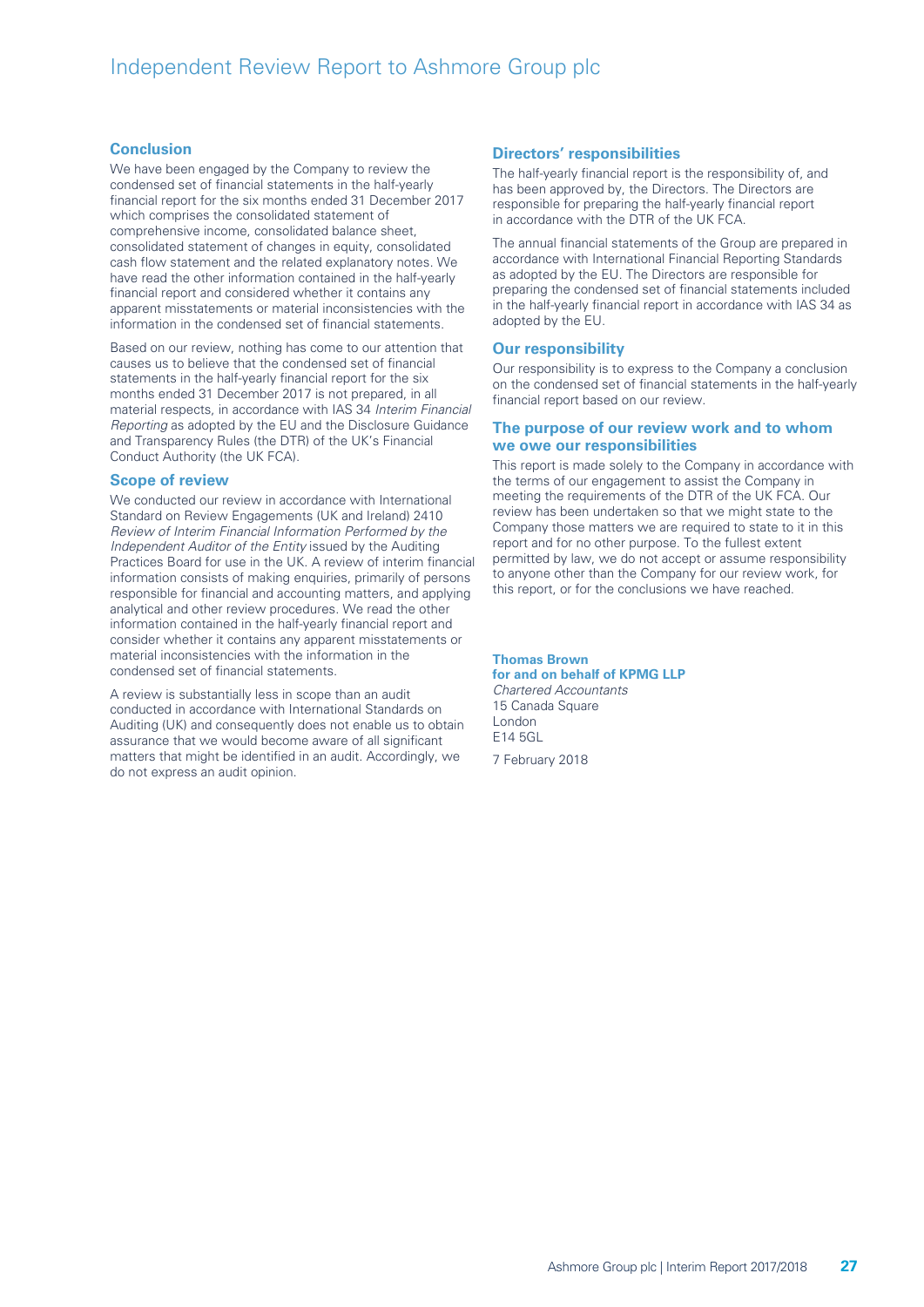# Independent Review Report to Ashmore Group plc

## Conclusion

We have been engaged by the Company to review the condensed set of financial statements in the half-yearly financial report for the six months ended 31 December 2017 which comprises the consolidated statement of comprehensive income, consolidated balance sheet, consolidated statement of changes in equity, consolidated cash flow statement and the related explanatory notes. We have read the other information contained in the half-yearly financial report and considered whether it contains any apparent misstatements or material inconsistencies with the information in the condensed set of financial statements.

Based on our review, nothing has come to our attention that causes us to believe that the condensed set of financial statements in the half-yearly financial report for the six months ended 31 December 2017 is not prepared, in all material respects, in accordance with IAS 34 *Interim Financial Reporting* as adopted by the EU and the Disclosure Guidance and Transparency Rules (the DTR) of the UK's Financial Conduct Authority (the UK FCA).

## Scope of review

We conducted our review in accordance with International Standard on Review Engagements (UK and Ireland) 2410 *Review of Interim Financial Information Performed by the Independent Auditor of the Entity* issued by the Auditing Practices Board for use in the UK. A review of interim financial information consists of making enquiries, primarily of persons responsible for financial and accounting matters, and applying analytical and other review procedures. We read the other information contained in the half-yearly financial report and consider whether it contains any apparent misstatements or material inconsistencies with the information in the condensed set of financial statements.

A review is substantially less in scope than an audit conducted in accordance with International Standards on Auditing (UK) and consequently does not enable us to obtain assurance that we would become aware of all significant matters that might be identified in an audit. Accordingly, we do not express an audit opinion.

## Directors' responsibilities

The half-yearly financial report is the responsibility of, and has been approved by, the Directors. The Directors are responsible for preparing the half-yearly financial report in accordance with the DTR of the UK FCA.

The annual financial statements of the Group are prepared in accordance with International Financial Reporting Standards as adopted by the EU. The Directors are responsible for preparing the condensed set of financial statements included in the half-yearly financial report in accordance with IAS 34 as adopted by the EU.

## Our responsibility

Our responsibility is to express to the Company a conclusion on the condensed set of financial statements in the half-yearly financial report based on our review.

## The purpose of our review work and to whom we owe our responsibilities

This report is made solely to the Company in accordance with the terms of our engagement to assist the Company in meeting the requirements of the DTR of the UK FCA. Our review has been undertaken so that we might state to the Company those matters we are required to state to it in this report and for no other purpose. To the fullest extent permitted by law, we do not accept or assume responsibility to anyone other than the Company for our review work, for this report, or for the conclusions we have reached.

**Thomas Brown**
**for and on behalf of KPMG LLP**
*Chartered Accountants*
15 Canada Square
London
E14 5GL

7 February 2018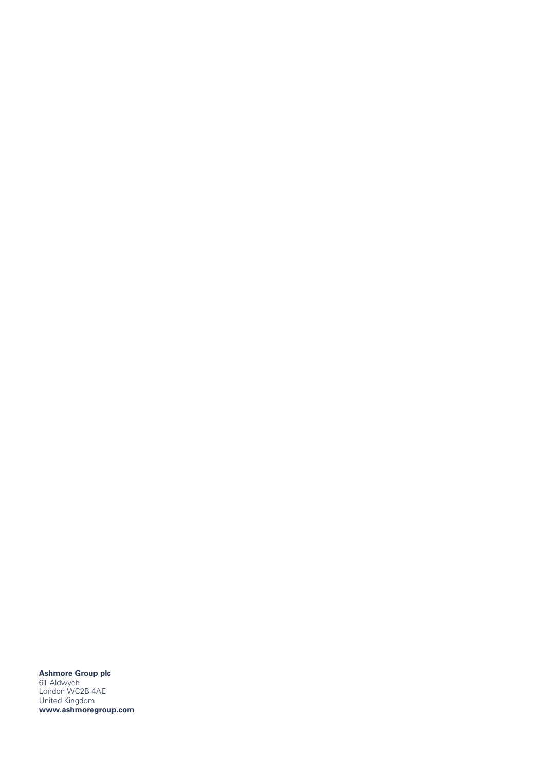**Ashmore Group plc**
61 Aldwych
London WC2B 4AE
United Kingdom
**www.ashmoregroup.com**